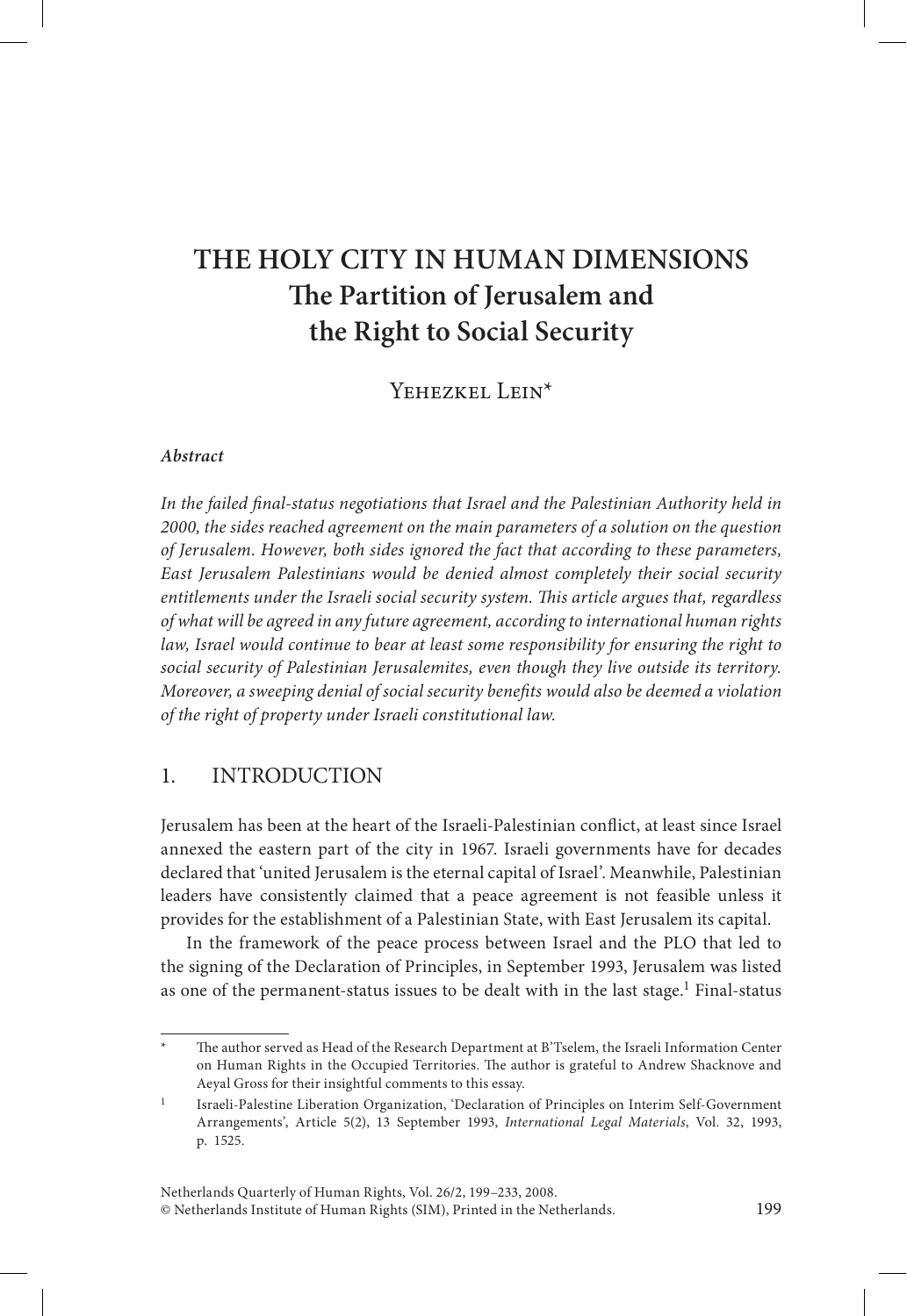# THE HOLY CITY IN HUMAN DIMENSIONS
## The Partition of Jerusalem and the Right to Social Security

Yehezkel Lein*

### *Abstract*

*In the failed final-status negotiations that Israel and the Palestinian Authority held in 2000, the sides reached agreement on the main parameters of a solution on the question of Jerusalem. However, both sides ignored the fact that according to these parameters, East Jerusalem Palestinians would be denied almost completely their social security entitlements under the Israeli social security system. This article argues that, regardless of what will be agreed in any future agreement, according to international human rights law, Israel would continue to bear at least some responsibility for ensuring the right to social security of Palestinian Jerusalemites, even though they live outside its territory. Moreover, a sweeping denial of social security benefits would also be deemed a violation of the right of property under Israeli constitutional law.*

## 1. INTRODUCTION

Jerusalem has been at the heart of the Israeli-Palestinian conflict, at least since Israel annexed the eastern part of the city in 1967. Israeli governments have for decades declared that 'united Jerusalem is the eternal capital of Israel'. Meanwhile, Palestinian leaders have consistently claimed that a peace agreement is not feasible unless it provides for the establishment of a Palestinian State, with East Jerusalem its capital.

In the framework of the peace process between Israel and the PLO that led to the signing of the Declaration of Principles, in September 1993, Jerusalem was listed as one of the permanent-status issues to be dealt with in the last stage.[1] Final-status

---

\* The author served as Head of the Research Department at B'Tselem, the Israeli Information Center on Human Rights in the Occupied Territories. The author is grateful to Andrew Shacknove and Aeyal Gross for their insightful comments to this essay.

[1] Israeli-Palestine Liberation Organization, 'Declaration of Principles on Interim Self-Government Arrangements', Article 5(2), 13 September 1993, *International Legal Materials*, Vol. 32, 1993, p. 1525.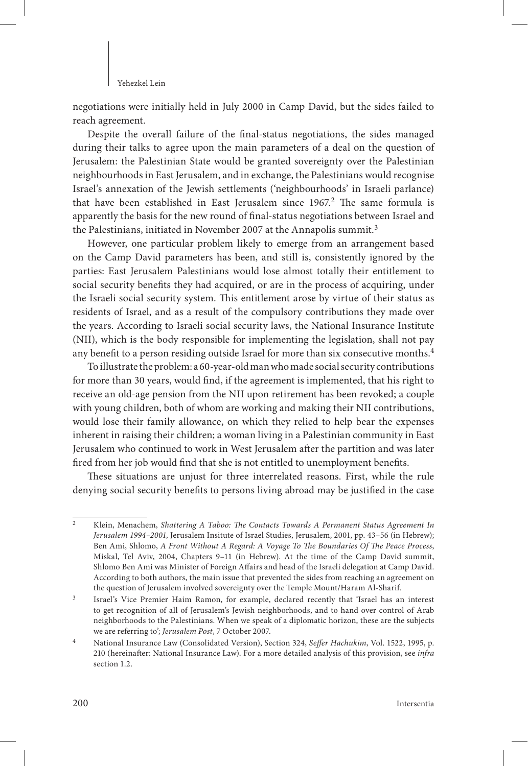negotiations were initially held in July 2000 in Camp David, but the sides failed to reach agreement.

Despite the overall failure of the final-status negotiations, the sides managed during their talks to agree upon the main parameters of a deal on the question of Jerusalem: the Palestinian State would be granted sovereignty over the Palestinian neighbourhoods in East Jerusalem, and in exchange, the Palestinians would recognise Israel's annexation of the Jewish settlements ('neighbourhoods' in Israeli parlance) that have been established in East Jerusalem since 1967.[2] The same formula is apparently the basis for the new round of final-status negotiations between Israel and the Palestinians, initiated in November 2007 at the Annapolis summit.[3]

However, one particular problem likely to emerge from an arrangement based on the Camp David parameters has been, and still is, consistently ignored by the parties: East Jerusalem Palestinians would lose almost totally their entitlement to social security benefits they had acquired, or are in the process of acquiring, under the Israeli social security system. This entitlement arose by virtue of their status as residents of Israel, and as a result of the compulsory contributions they made over the years. According to Israeli social security laws, the National Insurance Institute (NII), which is the body responsible for implementing the legislation, shall not pay any benefit to a person residing outside Israel for more than six consecutive months.[4]

To illustrate the problem: a 60-year-old man who made social security contributions for more than 30 years, would find, if the agreement is implemented, that his right to receive an old-age pension from the NII upon retirement has been revoked; a couple with young children, both of whom are working and making their NII contributions, would lose their family allowance, on which they relied to help bear the expenses inherent in raising their children; a woman living in a Palestinian community in East Jerusalem who continued to work in West Jerusalem after the partition and was later fired from her job would find that she is not entitled to unemployment benefits.

These situations are unjust for three interrelated reasons. First, while the rule denying social security benefits to persons living abroad may be justified in the case

---

[2] Klein, Menachem, *Shattering A Taboo: The Contacts Towards A Permanent Status Agreement In Jerusalem 1994–2001*, Jerusalem Insitute of Israel Studies, Jerusalem, 2001, pp. 43–56 (in Hebrew); Ben Ami, Shlomo, *A Front Without A Regard: A Voyage To The Boundaries Of The Peace Process*, Miskal, Tel Aviv, 2004, Chapters 9–11 (in Hebrew). At the time of the Camp David summit, Shlomo Ben Ami was Minister of Foreign Affairs and head of the Israeli delegation at Camp David. According to both authors, the main issue that prevented the sides from reaching an agreement on the question of Jerusalem involved sovereignty over the Temple Mount/Haram Al-Sharif.

[3] Israel's Vice Premier Haim Ramon, for example, declared recently that 'Israel has an interest to get recognition of all of Jerusalem's Jewish neighborhoods, and to hand over control of Arab neighborhoods to the Palestinians. When we speak of a diplomatic horizon, these are the subjects we are referring to'; *Jerusalem Post*, 7 October 2007.

[4] National Insurance Law (Consolidated Version), Section 324, *Seffer Hachukim*, Vol. 1522, 1995, p. 210 (hereinafter: National Insurance Law). For a more detailed analysis of this provision, see *infra* section 1.2.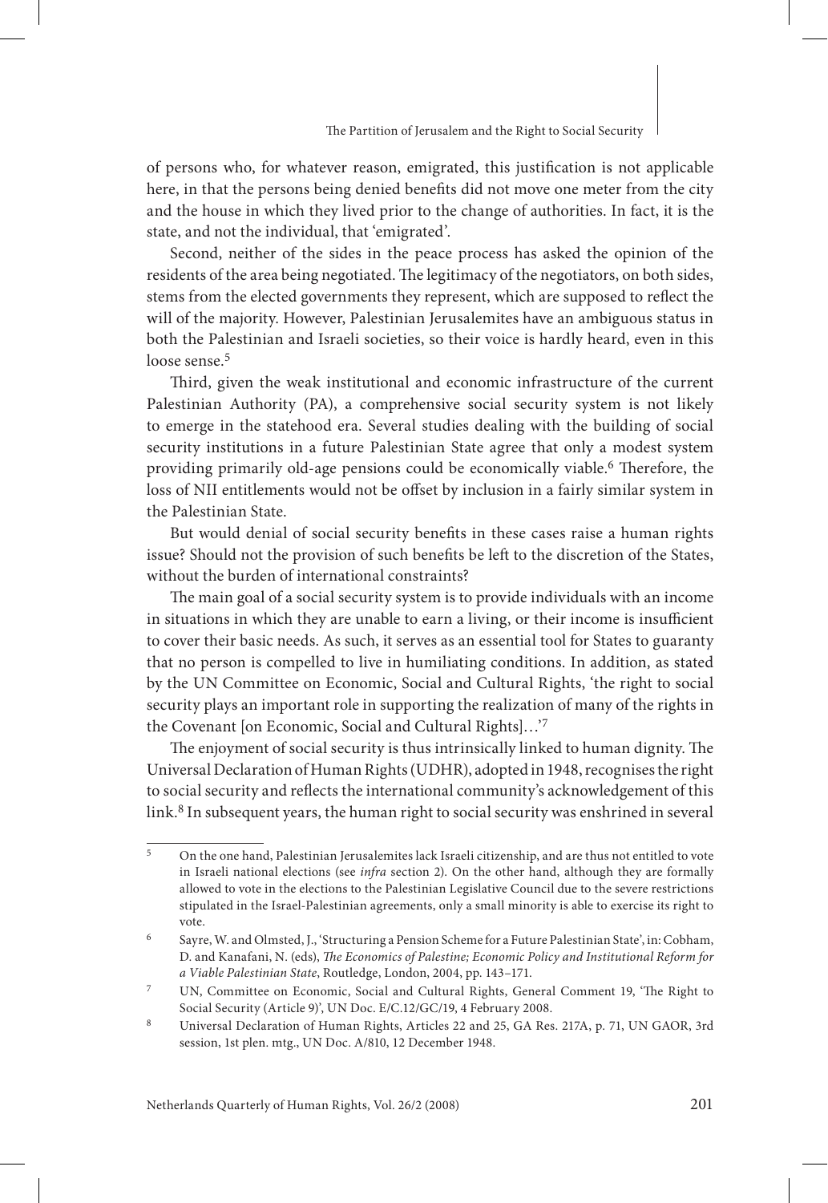of persons who, for whatever reason, emigrated, this justification is not applicable here, in that the persons being denied benefits did not move one meter from the city and the house in which they lived prior to the change of authorities. In fact, it is the state, and not the individual, that 'emigrated'.

Second, neither of the sides in the peace process has asked the opinion of the residents of the area being negotiated. The legitimacy of the negotiators, on both sides, stems from the elected governments they represent, which are supposed to reflect the will of the majority. However, Palestinian Jerusalemites have an ambiguous status in both the Palestinian and Israeli societies, so their voice is hardly heard, even in this loose sense.[5]

Third, given the weak institutional and economic infrastructure of the current Palestinian Authority (PA), a comprehensive social security system is not likely to emerge in the statehood era. Several studies dealing with the building of social security institutions in a future Palestinian State agree that only a modest system providing primarily old-age pensions could be economically viable.[6] Therefore, the loss of NII entitlements would not be offset by inclusion in a fairly similar system in the Palestinian State.

But would denial of social security benefits in these cases raise a human rights issue? Should not the provision of such benefits be left to the discretion of the States, without the burden of international constraints?

The main goal of a social security system is to provide individuals with an income in situations in which they are unable to earn a living, or their income is insufficient to cover their basic needs. As such, it serves as an essential tool for States to guaranty that no person is compelled to live in humiliating conditions. In addition, as stated by the UN Committee on Economic, Social and Cultural Rights, 'the right to social security plays an important role in supporting the realization of many of the rights in the Covenant [on Economic, Social and Cultural Rights]…'[7]

The enjoyment of social security is thus intrinsically linked to human dignity. The Universal Declaration of Human Rights (UDHR), adopted in 1948, recognises the right to social security and reflects the international community's acknowledgement of this link.[8] In subsequent years, the human right to social security was enshrined in several

---

[5] On the one hand, Palestinian Jerusalemites lack Israeli citizenship, and are thus not entitled to vote in Israeli national elections (see *infra* section 2). On the other hand, although they are formally allowed to vote in the elections to the Palestinian Legislative Council due to the severe restrictions stipulated in the Israel-Palestinian agreements, only a small minority is able to exercise its right to vote.

[6] Sayre, W. and Olmsted, J., 'Structuring a Pension Scheme for a Future Palestinian State', in: Cobham, D. and Kanafani, N. (eds), *The Economics of Palestine; Economic Policy and Institutional Reform for a Viable Palestinian State*, Routledge, London, 2004, pp. 143–171.

[7] UN, Committee on Economic, Social and Cultural Rights, General Comment 19, 'The Right to Social Security (Article 9)', UN Doc. E/C.12/GC/19, 4 February 2008.

[8] Universal Declaration of Human Rights, Articles 22 and 25, GA Res. 217A, p. 71, UN GAOR, 3rd session, 1st plen. mtg., UN Doc. A/810, 12 December 1948.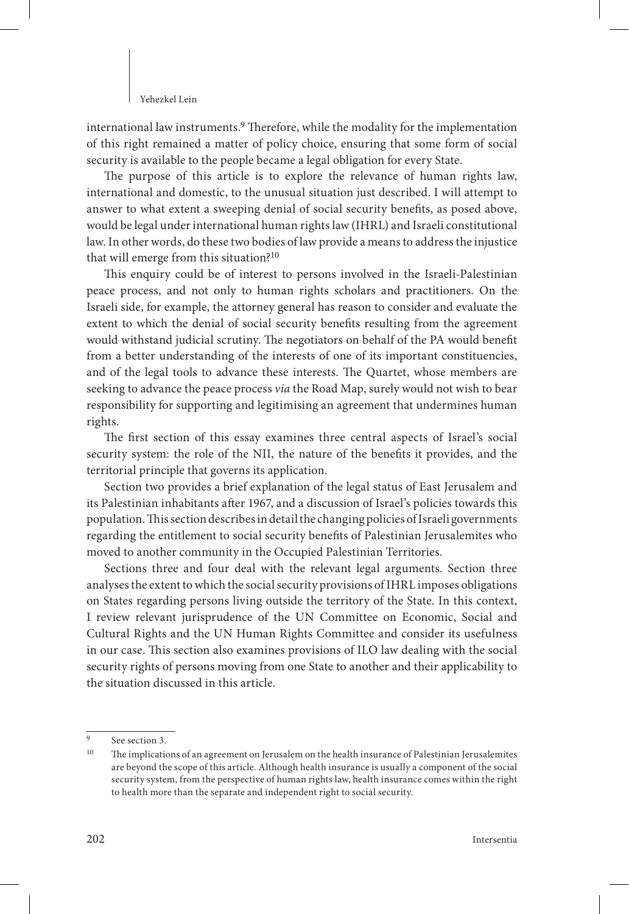international law instruments.[9] Therefore, while the modality for the implementation of this right remained a matter of policy choice, ensuring that some form of social security is available to the people became a legal obligation for every State.

The purpose of this article is to explore the relevance of human rights law, international and domestic, to the unusual situation just described. I will attempt to answer to what extent a sweeping denial of social security benefits, as posed above, would be legal under international human rights law (IHRL) and Israeli constitutional law. In other words, do these two bodies of law provide a means to address the injustice that will emerge from this situation?[10]

This enquiry could be of interest to persons involved in the Israeli-Palestinian peace process, and not only to human rights scholars and practitioners. On the Israeli side, for example, the attorney general has reason to consider and evaluate the extent to which the denial of social security benefits resulting from the agreement would withstand judicial scrutiny. The negotiators on behalf of the PA would benefit from a better understanding of the interests of one of its important constituencies, and of the legal tools to advance these interests. The Quartet, whose members are seeking to advance the peace process *via* the Road Map, surely would not wish to bear responsibility for supporting and legitimising an agreement that undermines human rights.

The first section of this essay examines three central aspects of Israel's social security system: the role of the NII, the nature of the benefits it provides, and the territorial principle that governs its application.

Section two provides a brief explanation of the legal status of East Jerusalem and its Palestinian inhabitants after 1967, and a discussion of Israel's policies towards this population. This section describes in detail the changing policies of Israeli governments regarding the entitlement to social security benefits of Palestinian Jerusalemites who moved to another community in the Occupied Palestinian Territories.

Sections three and four deal with the relevant legal arguments. Section three analyses the extent to which the social security provisions of IHRL imposes obligations on States regarding persons living outside the territory of the State. In this context, I review relevant jurisprudence of the UN Committee on Economic, Social and Cultural Rights and the UN Human Rights Committee and consider its usefulness in our case. This section also examines provisions of ILO law dealing with the social security rights of persons moving from one State to another and their applicability to the situation discussed in this article.

---

[9] See section 3.

[10] The implications of an agreement on Jerusalem on the health insurance of Palestinian Jerusalemites are beyond the scope of this article. Although health insurance is usually a component of the social security system, from the perspective of human rights law, health insurance comes within the right to health more than the separate and independent right to social security.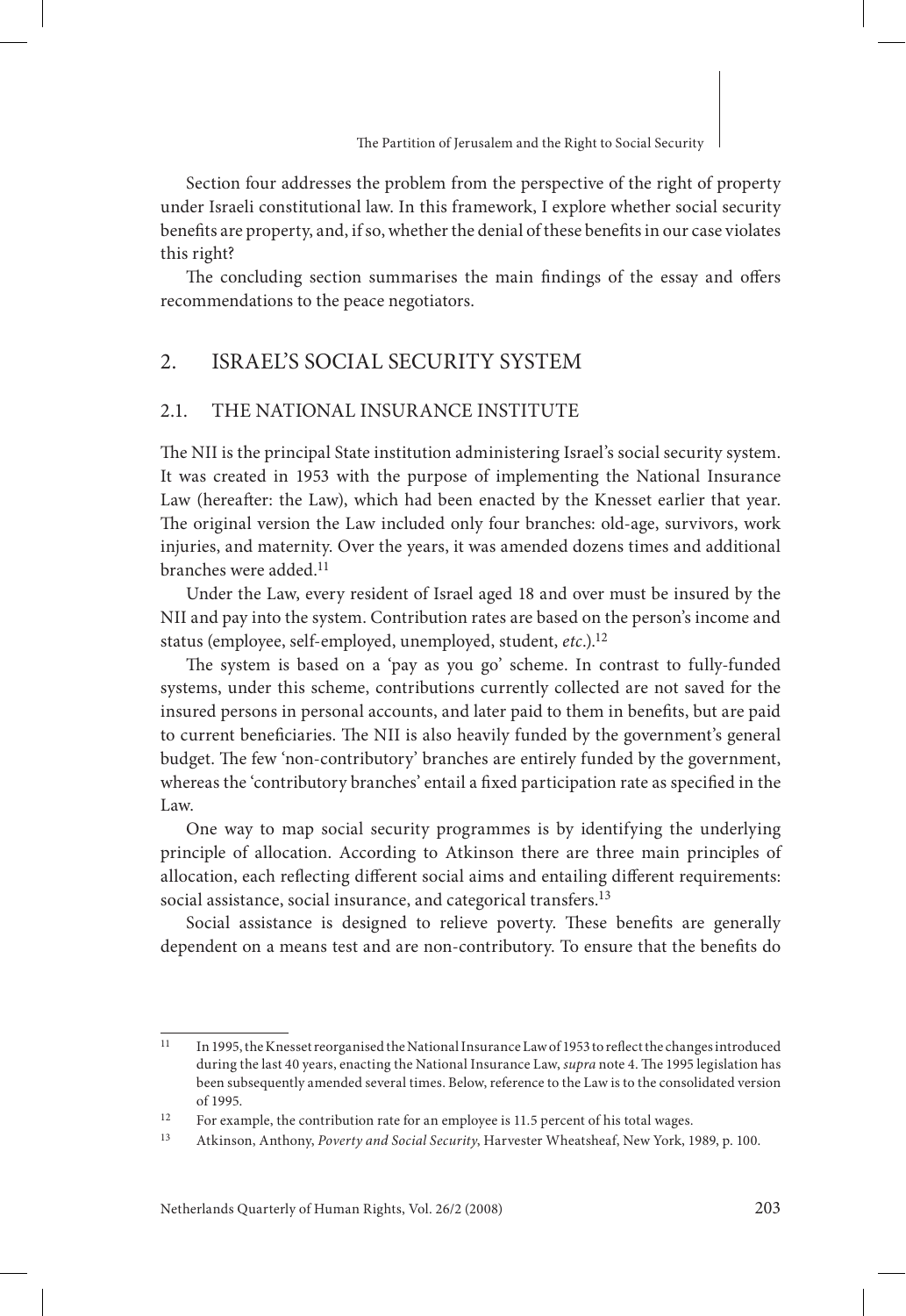Section four addresses the problem from the perspective of the right of property under Israeli constitutional law. In this framework, I explore whether social security benefits are property, and, if so, whether the denial of these benefits in our case violates this right?

The concluding section summarises the main findings of the essay and offers recommendations to the peace negotiators.

## 2. ISRAEL'S SOCIAL SECURITY SYSTEM

### 2.1. THE NATIONAL INSURANCE INSTITUTE

The NII is the principal State institution administering Israel's social security system. It was created in 1953 with the purpose of implementing the National Insurance Law (hereafter: the Law), which had been enacted by the Knesset earlier that year. The original version the Law included only four branches: old-age, survivors, work injuries, and maternity. Over the years, it was amended dozens times and additional branches were added.[11]

Under the Law, every resident of Israel aged 18 and over must be insured by the NII and pay into the system. Contribution rates are based on the person's income and status (employee, self-employed, unemployed, student, *etc.*).[12]

The system is based on a 'pay as you go' scheme. In contrast to fully-funded systems, under this scheme, contributions currently collected are not saved for the insured persons in personal accounts, and later paid to them in benefits, but are paid to current beneficiaries. The NII is also heavily funded by the government's general budget. The few 'non-contributory' branches are entirely funded by the government, whereas the 'contributory branches' entail a fixed participation rate as specified in the Law.

One way to map social security programmes is by identifying the underlying principle of allocation. According to Atkinson there are three main principles of allocation, each reflecting different social aims and entailing different requirements: social assistance, social insurance, and categorical transfers.[13]

Social assistance is designed to relieve poverty. These benefits are generally dependent on a means test and are non-contributory. To ensure that the benefits do

---

[11] In 1995, the Knesset reorganised the National Insurance Law of 1953 to reflect the changes introduced during the last 40 years, enacting the National Insurance Law, *supra* note 4. The 1995 legislation has been subsequently amended several times. Below, reference to the Law is to the consolidated version of 1995.

[12] For example, the contribution rate for an employee is 11.5 percent of his total wages.

[13] Atkinson, Anthony, *Poverty and Social Security*, Harvester Wheatsheaf, New York, 1989, p. 100.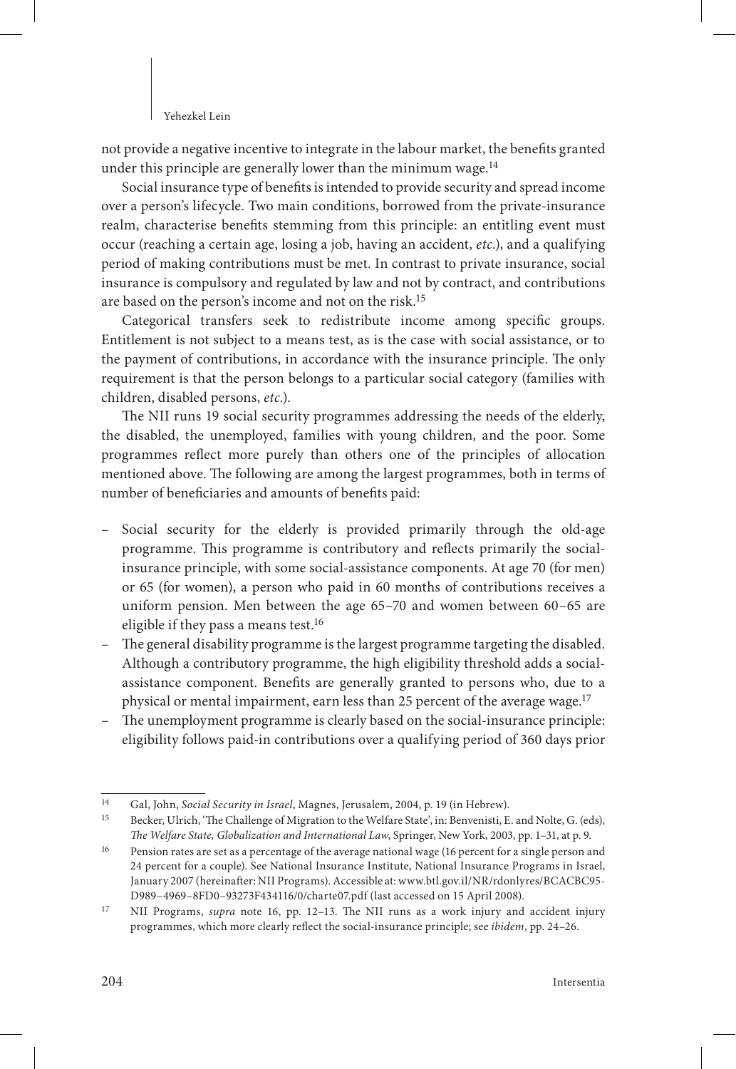not provide a negative incentive to integrate in the labour market, the benefits granted under this principle are generally lower than the minimum wage.[14]

Social insurance type of benefits is intended to provide security and spread income over a person's lifecycle. Two main conditions, borrowed from the private-insurance realm, characterise benefits stemming from this principle: an entitling event must occur (reaching a certain age, losing a job, having an accident, *etc.*), and a qualifying period of making contributions must be met. In contrast to private insurance, social insurance is compulsory and regulated by law and not by contract, and contributions are based on the person's income and not on the risk.[15]

Categorical transfers seek to redistribute income among specific groups. Entitlement is not subject to a means test, as is the case with social assistance, or to the payment of contributions, in accordance with the insurance principle. The only requirement is that the person belongs to a particular social category (families with children, disabled persons, *etc.*).

The NII runs 19 social security programmes addressing the needs of the elderly, the disabled, the unemployed, families with young children, and the poor. Some programmes reflect more purely than others one of the principles of allocation mentioned above. The following are among the largest programmes, both in terms of number of beneficiaries and amounts of benefits paid:

- Social security for the elderly is provided primarily through the old-age programme. This programme is contributory and reflects primarily the social-insurance principle, with some social-assistance components. At age 70 (for men) or 65 (for women), a person who paid in 60 months of contributions receives a uniform pension. Men between the age 65–70 and women between 60–65 are eligible if they pass a means test.[16]
- The general disability programme is the largest programme targeting the disabled. Although a contributory programme, the high eligibility threshold adds a social-assistance component. Benefits are generally granted to persons who, due to a physical or mental impairment, earn less than 25 percent of the average wage.[17]
- The unemployment programme is clearly based on the social-insurance principle: eligibility follows paid-in contributions over a qualifying period of 360 days prior

---

[14] Gal, John, *Social Security in Israel*, Magnes, Jerusalem, 2004, p. 19 (in Hebrew).

[15] Becker, Ulrich, 'The Challenge of Migration to the Welfare State', in: Benvenisti, E. and Nolte, G. (eds), *The Welfare State, Globalization and International Law*, Springer, New York, 2003, pp. 1–31, at p. 9.

[16] Pension rates are set as a percentage of the average national wage (16 percent for a single person and 24 percent for a couple). See National Insurance Institute, National Insurance Programs in Israel, January 2007 (hereinafter: NII Programs). Accessible at: www.btl.gov.il/NR/rdonlyres/BCACBC95-D989–4969–8FD0–93273F434116/0/charte07.pdf (last accessed on 15 April 2008).

[17] NII Programs, *supra* note 16, pp. 12–13. The NII runs as a work injury and accident injury programmes, which more clearly reflect the social-insurance principle; see *ibidem*, pp. 24–26.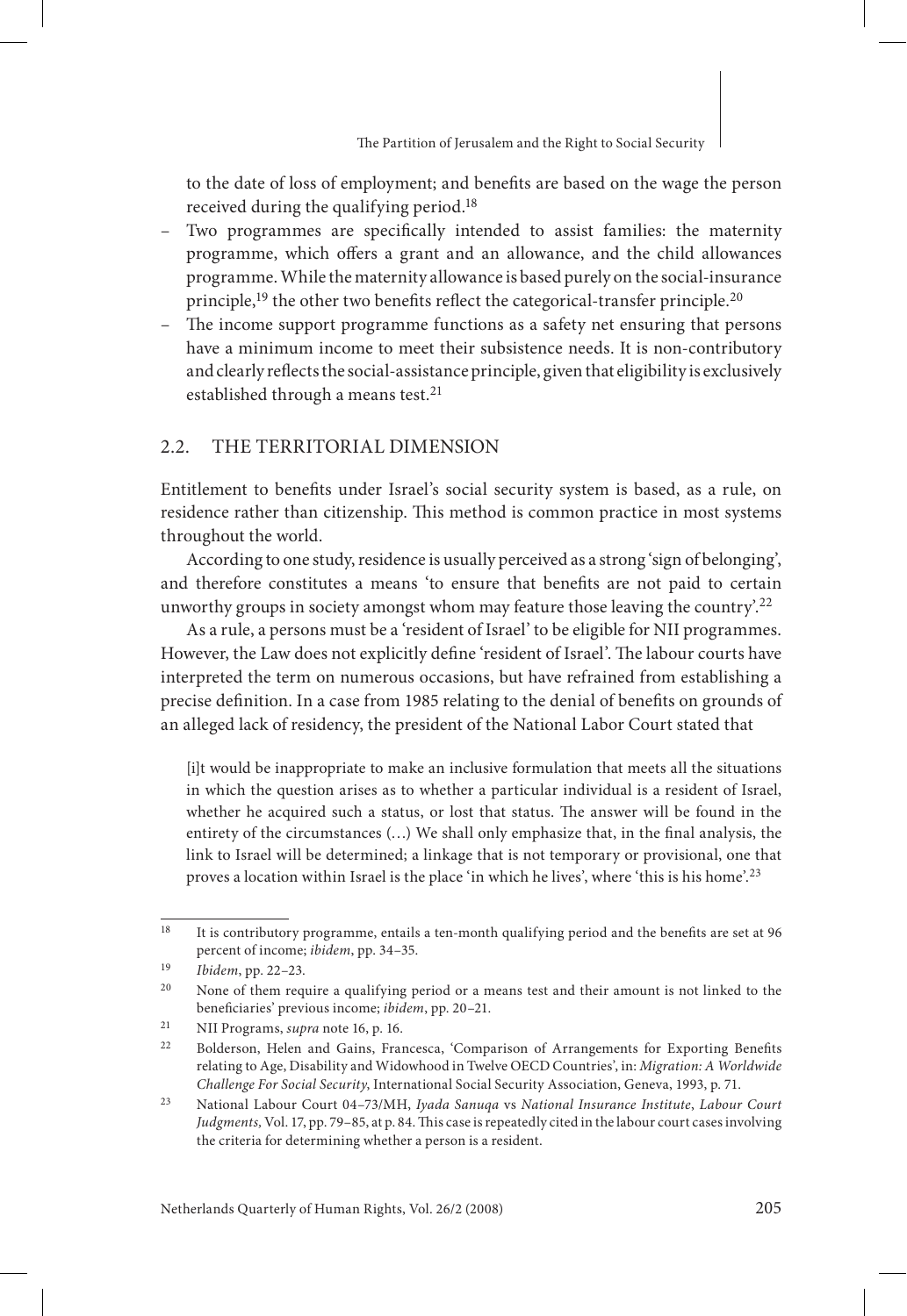to the date of loss of employment; and benefits are based on the wage the person received during the qualifying period.[18]

- Two programmes are specifically intended to assist families: the maternity programme, which offers a grant and an allowance, and the child allowances programme. While the maternity allowance is based purely on the social-insurance principle,[19] the other two benefits reflect the categorical-transfer principle.[20]
- The income support programme functions as a safety net ensuring that persons have a minimum income to meet their subsistence needs. It is non-contributory and clearly reflects the social-assistance principle, given that eligibility is exclusively established through a means test.[21]

## 2.2. THE TERRITORIAL DIMENSION

Entitlement to benefits under Israel's social security system is based, as a rule, on residence rather than citizenship. This method is common practice in most systems throughout the world.

According to one study, residence is usually perceived as a strong 'sign of belonging', and therefore constitutes a means 'to ensure that benefits are not paid to certain unworthy groups in society amongst whom may feature those leaving the country'.[22]

As a rule, a persons must be a 'resident of Israel' to be eligible for NII programmes. However, the Law does not explicitly define 'resident of Israel'. The labour courts have interpreted the term on numerous occasions, but have refrained from establishing a precise definition. In a case from 1985 relating to the denial of benefits on grounds of an alleged lack of residency, the president of the National Labor Court stated that

> [i]t would be inappropriate to make an inclusive formulation that meets all the situations in which the question arises as to whether a particular individual is a resident of Israel, whether he acquired such a status, or lost that status. The answer will be found in the entirety of the circumstances (…) We shall only emphasize that, in the final analysis, the link to Israel will be determined; a linkage that is not temporary or provisional, one that proves a location within Israel is the place 'in which he lives', where 'this is his home'.[23]

---

[18] It is contributory programme, entails a ten-month qualifying period and the benefits are set at 96 percent of income; *ibidem*, pp. 34–35.

[19] *Ibidem*, pp. 22–23.

[20] None of them require a qualifying period or a means test and their amount is not linked to the beneficiaries' previous income; *ibidem*, pp. 20–21.

[21] NII Programs, *supra* note 16, p. 16.

[22] Bolderson, Helen and Gains, Francesca, 'Comparison of Arrangements for Exporting Benefits relating to Age, Disability and Widowhood in Twelve OECD Countries', in: *Migration: A Worldwide Challenge For Social Security*, International Social Security Association, Geneva, 1993, p. 71.

[23] National Labour Court 04–73/MH, *Iyada Sanuqa* vs *National Insurance Institute*, *Labour Court Judgments*, Vol. 17, pp. 79–85, at p. 84. This case is repeatedly cited in the labour court cases involving the criteria for determining whether a person is a resident.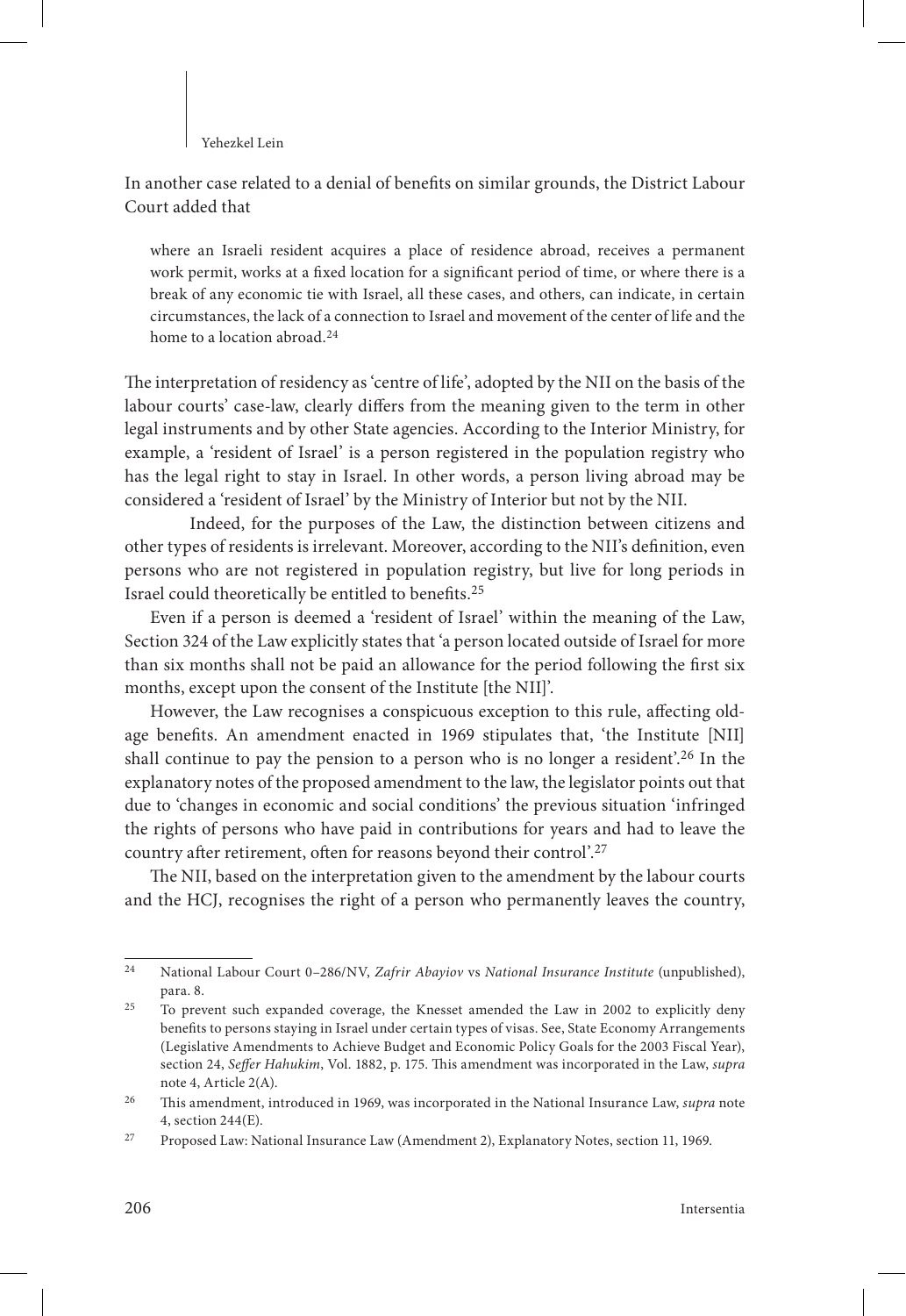In another case related to a denial of benefits on similar grounds, the District Labour Court added that

> where an Israeli resident acquires a place of residence abroad, receives a permanent work permit, works at a fixed location for a significant period of time, or where there is a break of any economic tie with Israel, all these cases, and others, can indicate, in certain circumstances, the lack of a connection to Israel and movement of the center of life and the home to a location abroad.[24]

The interpretation of residency as 'centre of life', adopted by the NII on the basis of the labour courts' case-law, clearly differs from the meaning given to the term in other legal instruments and by other State agencies. According to the Interior Ministry, for example, a 'resident of Israel' is a person registered in the population registry who has the legal right to stay in Israel. In other words, a person living abroad may be considered a 'resident of Israel' by the Ministry of Interior but not by the NII.

Indeed, for the purposes of the Law, the distinction between citizens and other types of residents is irrelevant. Moreover, according to the NII's definition, even persons who are not registered in population registry, but live for long periods in Israel could theoretically be entitled to benefits.[25]

Even if a person is deemed a 'resident of Israel' within the meaning of the Law, Section 324 of the Law explicitly states that 'a person located outside of Israel for more than six months shall not be paid an allowance for the period following the first six months, except upon the consent of the Institute [the NII]'.

However, the Law recognises a conspicuous exception to this rule, affecting old-age benefits. An amendment enacted in 1969 stipulates that, 'the Institute [NII] shall continue to pay the pension to a person who is no longer a resident'.[26] In the explanatory notes of the proposed amendment to the law, the legislator points out that due to 'changes in economic and social conditions' the previous situation 'infringed the rights of persons who have paid in contributions for years and had to leave the country after retirement, often for reasons beyond their control'.[27]

The NII, based on the interpretation given to the amendment by the labour courts and the HCJ, recognises the right of a person who permanently leaves the country,

---

[24] National Labour Court 0–286/NV, *Zafrir Abayiov* vs *National Insurance Institute* (unpublished), para. 8.

[25] To prevent such expanded coverage, the Knesset amended the Law in 2002 to explicitly deny benefits to persons staying in Israel under certain types of visas. See, State Economy Arrangements (Legislative Amendments to Achieve Budget and Economic Policy Goals for the 2003 Fiscal Year), section 24, *Seffer Hahukim*, Vol. 1882, p. 175. This amendment was incorporated in the Law, *supra* note 4, Article 2(A).

[26] This amendment, introduced in 1969, was incorporated in the National Insurance Law, *supra* note 4, section 244(E).

[27] Proposed Law: National Insurance Law (Amendment 2), Explanatory Notes, section 11, 1969.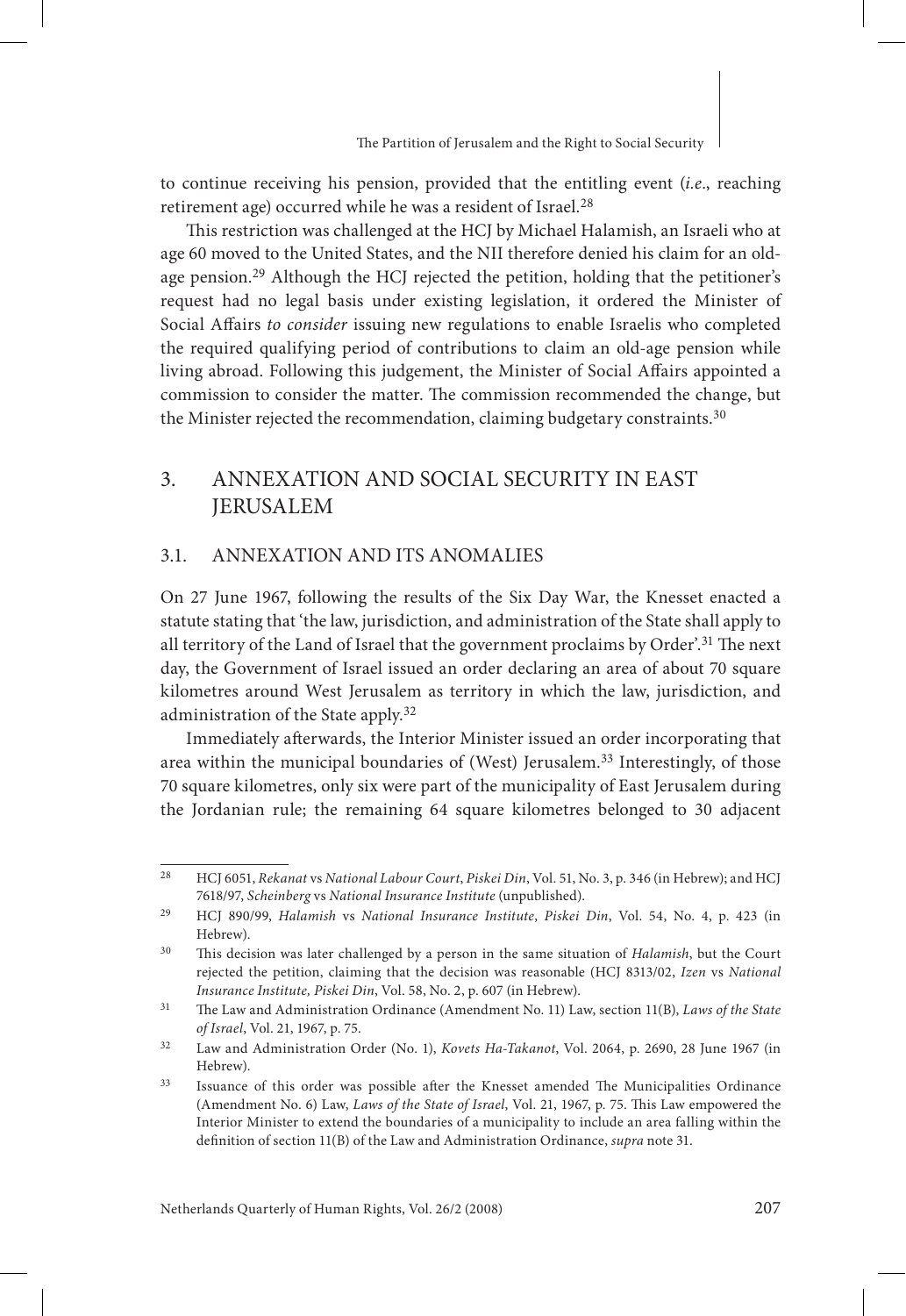to continue receiving his pension, provided that the entitling event (*i.e*., reaching retirement age) occurred while he was a resident of Israel.[28]

This restriction was challenged at the HCJ by Michael Halamish, an Israeli who at age 60 moved to the United States, and the NII therefore denied his claim for an old-age pension.[29] Although the HCJ rejected the petition, holding that the petitioner's request had no legal basis under existing legislation, it ordered the Minister of Social Affairs *to consider* issuing new regulations to enable Israelis who completed the required qualifying period of contributions to claim an old-age pension while living abroad. Following this judgement, the Minister of Social Affairs appointed a commission to consider the matter. The commission recommended the change, but the Minister rejected the recommendation, claiming budgetary constraints.[30]

## 3. ANNEXATION AND SOCIAL SECURITY IN EAST JERUSALEM

### 3.1. ANNEXATION AND ITS ANOMALIES

On 27 June 1967, following the results of the Six Day War, the Knesset enacted a statute stating that 'the law, jurisdiction, and administration of the State shall apply to all territory of the Land of Israel that the government proclaims by Order'.[31] The next day, the Government of Israel issued an order declaring an area of about 70 square kilometres around West Jerusalem as territory in which the law, jurisdiction, and administration of the State apply.[32]

Immediately afterwards, the Interior Minister issued an order incorporating that area within the municipal boundaries of (West) Jerusalem.[33] Interestingly, of those 70 square kilometres, only six were part of the municipality of East Jerusalem during the Jordanian rule; the remaining 64 square kilometres belonged to 30 adjacent

---

[28] HCJ 6051, *Rekanat* vs *National Labour Court*, *Piskei Din*, Vol. 51, No. 3, p. 346 (in Hebrew); and HCJ 7618/97, *Scheinberg* vs *National Insurance Institute* (unpublished).

[29] HCJ 890/99, *Halamish* vs *National Insurance Institute*, *Piskei Din*, Vol. 54, No. 4, p. 423 (in Hebrew).

[30] This decision was later challenged by a person in the same situation of *Halamish*, but the Court rejected the petition, claiming that the decision was reasonable (HCJ 8313/02, *Izen* vs *National Insurance Institute, Piskei Din*, Vol. 58, No. 2, p. 607 (in Hebrew).

[31] The Law and Administration Ordinance (Amendment No. 11) Law, section 11(B), *Laws of the State of Israel*, Vol. 21, 1967, p. 75.

[32] Law and Administration Order (No. 1), *Kovets Ha-Takanot*, Vol. 2064, p. 2690, 28 June 1967 (in Hebrew).

[33] Issuance of this order was possible after the Knesset amended The Municipalities Ordinance (Amendment No. 6) Law, *Laws of the State of Israel*, Vol. 21, 1967, p. 75. This Law empowered the Interior Minister to extend the boundaries of a municipality to include an area falling within the definition of section 11(B) of the Law and Administration Ordinance, *supra* note 31.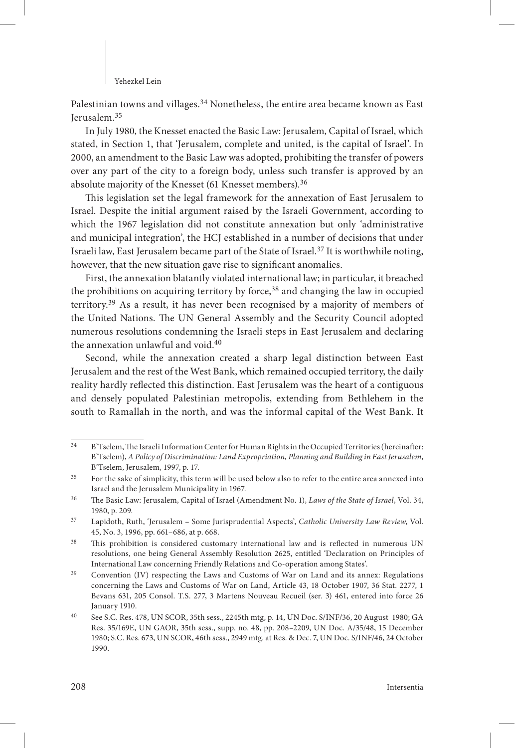Palestinian towns and villages.[34] Nonetheless, the entire area became known as East Jerusalem.[35]

In July 1980, the Knesset enacted the Basic Law: Jerusalem, Capital of Israel, which stated, in Section 1, that 'Jerusalem, complete and united, is the capital of Israel'. In 2000, an amendment to the Basic Law was adopted, prohibiting the transfer of powers over any part of the city to a foreign body, unless such transfer is approved by an absolute majority of the Knesset (61 Knesset members).[36]

This legislation set the legal framework for the annexation of East Jerusalem to Israel. Despite the initial argument raised by the Israeli Government, according to which the 1967 legislation did not constitute annexation but only 'administrative and municipal integration', the HCJ established in a number of decisions that under Israeli law, East Jerusalem became part of the State of Israel.[37] It is worthwhile noting, however, that the new situation gave rise to significant anomalies.

First, the annexation blatantly violated international law; in particular, it breached the prohibitions on acquiring territory by force,[38] and changing the law in occupied territory.[39] As a result, it has never been recognised by a majority of members of the United Nations. The UN General Assembly and the Security Council adopted numerous resolutions condemning the Israeli steps in East Jerusalem and declaring the annexation unlawful and void.[40]

Second, while the annexation created a sharp legal distinction between East Jerusalem and the rest of the West Bank, which remained occupied territory, the daily reality hardly reflected this distinction. East Jerusalem was the heart of a contiguous and densely populated Palestinian metropolis, extending from Bethlehem in the south to Ramallah in the north, and was the informal capital of the West Bank. It

---

[34] B'Tselem, The Israeli Information Center for Human Rights in the Occupied Territories (hereinafter: B'Tselem), *A Policy of Discrimination: Land Expropriation, Planning and Building in East Jerusalem*, B'Tselem, Jerusalem, 1997, p. 17.

[35] For the sake of simplicity, this term will be used below also to refer to the entire area annexed into Israel and the Jerusalem Municipality in 1967.

[36] The Basic Law: Jerusalem, Capital of Israel (Amendment No. 1), *Laws of the State of Israel*, Vol. 34, 1980, p. 209.

[37] Lapidoth, Ruth, 'Jerusalem – Some Jurisprudential Aspects', *Catholic University Law Review*, Vol. 45, No. 3, 1996, pp. 661–686, at p. 668.

[38] This prohibition is considered customary international law and is reflected in numerous UN resolutions, one being General Assembly Resolution 2625, entitled 'Declaration on Principles of International Law concerning Friendly Relations and Co-operation among States'.

[39] Convention (IV) respecting the Laws and Customs of War on Land and its annex: Regulations concerning the Laws and Customs of War on Land, Article 43, 18 October 1907, 36 Stat. 2277, 1 Bevans 631, 205 Consol. T.S. 277, 3 Martens Nouveau Recueil (ser. 3) 461, entered into force 26 January 1910.

[40] See S.C. Res. 478, UN SCOR, 35th sess., 2245th mtg, p. 14, UN Doc. S/INF/36, 20 August 1980; GA Res. 35/169E, UN GAOR, 35th sess., supp. no. 48, pp. 208–2209, UN Doc. A/35/48, 15 December 1980; S.C. Res. 673, UN SCOR, 46th sess., 2949 mtg. at Res. & Dec. 7, UN Doc. S/INF/46, 24 October 1990.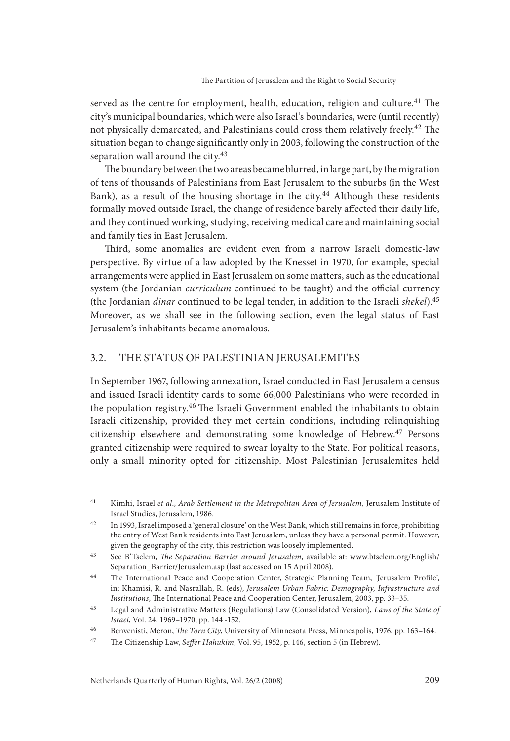served as the centre for employment, health, education, religion and culture.[41] The city's municipal boundaries, which were also Israel's boundaries, were (until recently) not physically demarcated, and Palestinians could cross them relatively freely.[42] The situation began to change significantly only in 2003, following the construction of the separation wall around the city.[43]

The boundary between the two areas became blurred, in large part, by the migration of tens of thousands of Palestinians from East Jerusalem to the suburbs (in the West Bank), as a result of the housing shortage in the city.[44] Although these residents formally moved outside Israel, the change of residence barely affected their daily life, and they continued working, studying, receiving medical care and maintaining social and family ties in East Jerusalem.

Third, some anomalies are evident even from a narrow Israeli domestic-law perspective. By virtue of a law adopted by the Knesset in 1970, for example, special arrangements were applied in East Jerusalem on some matters, such as the educational system (the Jordanian *curriculum* continued to be taught) and the official currency (the Jordanian *dinar* continued to be legal tender, in addition to the Israeli *shekel*).[45] Moreover, as we shall see in the following section, even the legal status of East Jerusalem's inhabitants became anomalous.

## 3.2. THE STATUS OF PALESTINIAN JERUSALEMITES

In September 1967, following annexation, Israel conducted in East Jerusalem a census and issued Israeli identity cards to some 66,000 Palestinians who were recorded in the population registry.[46] The Israeli Government enabled the inhabitants to obtain Israeli citizenship, provided they met certain conditions, including relinquishing citizenship elsewhere and demonstrating some knowledge of Hebrew.[47] Persons granted citizenship were required to swear loyalty to the State. For political reasons, only a small minority opted for citizenship. Most Palestinian Jerusalemites held

---

[41] Kimhi, Israel *et al*., *Arab Settlement in the Metropolitan Area of Jerusalem,* Jerusalem Institute of Israel Studies, Jerusalem, 1986.

[42] In 1993, Israel imposed a 'general closure' on the West Bank, which still remains in force, prohibiting the entry of West Bank residents into East Jerusalem, unless they have a personal permit. However, given the geography of the city, this restriction was loosely implemented.

[43] See B'Tselem, *The Separation Barrier around Jerusalem*, available at: www.btselem.org/English/Separation_Barrier/Jerusalem.asp (last accessed on 15 April 2008).

[44] The International Peace and Cooperation Center, Strategic Planning Team, 'Jerusalem Profile', in: Khamisi, R. and Nasrallah, R. (eds), *Jerusalem Urban Fabric: Demography, Infrastructure and Institutions*, The International Peace and Cooperation Center, Jerusalem, 2003, pp. 33–35.

[45] Legal and Administrative Matters (Regulations) Law (Consolidated Version), *Laws of the State of Israel*, Vol. 24, 1969–1970, pp. 144 -152.

[46] Benvenisti, Meron, *The Torn City*, University of Minnesota Press, Minneapolis, 1976, pp. 163–164.

[47] The Citizenship Law, *Seffer Hahukim*, Vol. 95, 1952, p. 146, section 5 (in Hebrew).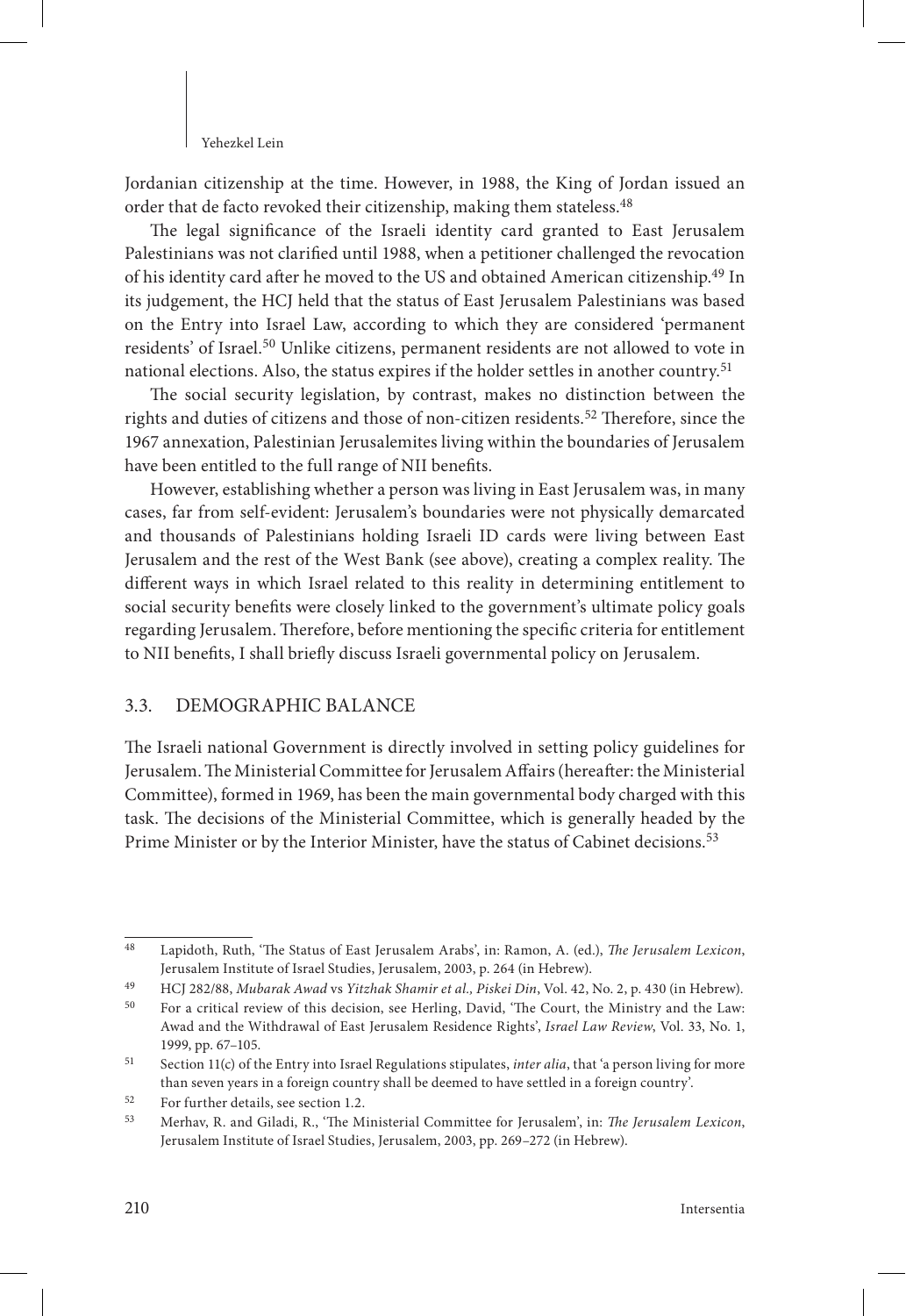Jordanian citizenship at the time. However, in 1988, the King of Jordan issued an order that de facto revoked their citizenship, making them stateless.[48]

The legal significance of the Israeli identity card granted to East Jerusalem Palestinians was not clarified until 1988, when a petitioner challenged the revocation of his identity card after he moved to the US and obtained American citizenship.[49] In its judgement, the HCJ held that the status of East Jerusalem Palestinians was based on the Entry into Israel Law, according to which they are considered 'permanent residents' of Israel.[50] Unlike citizens, permanent residents are not allowed to vote in national elections. Also, the status expires if the holder settles in another country.[51]

The social security legislation, by contrast, makes no distinction between the rights and duties of citizens and those of non-citizen residents.[52] Therefore, since the 1967 annexation, Palestinian Jerusalemites living within the boundaries of Jerusalem have been entitled to the full range of NII benefits.

However, establishing whether a person was living in East Jerusalem was, in many cases, far from self-evident: Jerusalem's boundaries were not physically demarcated and thousands of Palestinians holding Israeli ID cards were living between East Jerusalem and the rest of the West Bank (see above), creating a complex reality. The different ways in which Israel related to this reality in determining entitlement to social security benefits were closely linked to the government's ultimate policy goals regarding Jerusalem. Therefore, before mentioning the specific criteria for entitlement to NII benefits, I shall briefly discuss Israeli governmental policy on Jerusalem.

## 3.3. DEMOGRAPHIC BALANCE

The Israeli national Government is directly involved in setting policy guidelines for Jerusalem. The Ministerial Committee for Jerusalem Affairs (hereafter: the Ministerial Committee), formed in 1969, has been the main governmental body charged with this task. The decisions of the Ministerial Committee, which is generally headed by the Prime Minister or by the Interior Minister, have the status of Cabinet decisions.[53]

---

[48] Lapidoth, Ruth, 'The Status of East Jerusalem Arabs', in: Ramon, A. (ed.), *The Jerusalem Lexicon*, Jerusalem Institute of Israel Studies, Jerusalem, 2003, p. 264 (in Hebrew).

[49] HCJ 282/88, *Mubarak Awad* vs *Yitzhak Shamir et al., Piskei Din*, Vol. 42, No. 2, p. 430 (in Hebrew).

[50] For a critical review of this decision, see Herling, David, 'The Court, the Ministry and the Law: Awad and the Withdrawal of East Jerusalem Residence Rights', *Israel Law Review*, Vol. 33, No. 1, 1999, pp. 67–105.

[51] Section 11(c) of the Entry into Israel Regulations stipulates, *inter alia*, that 'a person living for more than seven years in a foreign country shall be deemed to have settled in a foreign country'.

[52] For further details, see section 1.2.

[53] Merhav, R. and Giladi, R., 'The Ministerial Committee for Jerusalem', in: *The Jerusalem Lexicon*, Jerusalem Institute of Israel Studies, Jerusalem, 2003, pp. 269–272 (in Hebrew).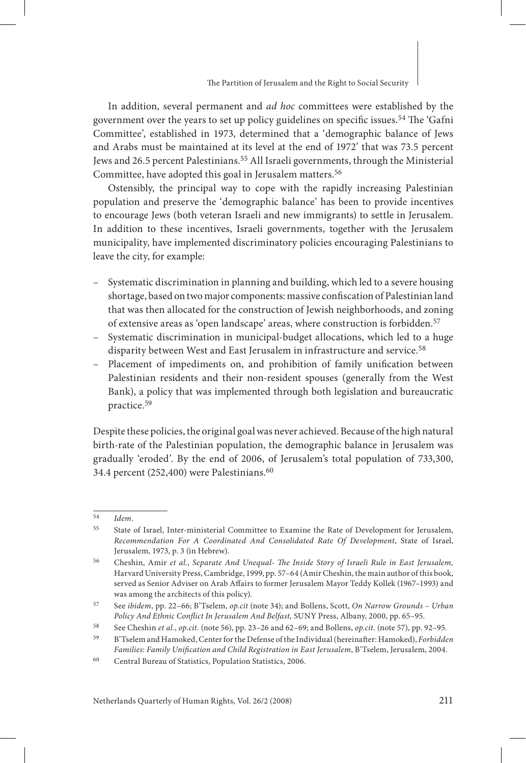In addition, several permanent and *ad hoc* committees were established by the government over the years to set up policy guidelines on specific issues.[54] The 'Gafni Committee', established in 1973, determined that a 'demographic balance of Jews and Arabs must be maintained at its level at the end of 1972' that was 73.5 percent Jews and 26.5 percent Palestinians.[55] All Israeli governments, through the Ministerial Committee, have adopted this goal in Jerusalem matters.[56]

Ostensibly, the principal way to cope with the rapidly increasing Palestinian population and preserve the 'demographic balance' has been to provide incentives to encourage Jews (both veteran Israeli and new immigrants) to settle in Jerusalem. In addition to these incentives, Israeli governments, together with the Jerusalem municipality, have implemented discriminatory policies encouraging Palestinians to leave the city, for example:

- Systematic discrimination in planning and building, which led to a severe housing shortage, based on two major components: massive confiscation of Palestinian land that was then allocated for the construction of Jewish neighborhoods, and zoning of extensive areas as 'open landscape' areas, where construction is forbidden.[57]
- Systematic discrimination in municipal-budget allocations, which led to a huge disparity between West and East Jerusalem in infrastructure and service.[58]
- Placement of impediments on, and prohibition of family unification between Palestinian residents and their non-resident spouses (generally from the West Bank), a policy that was implemented through both legislation and bureaucratic practice.[59]

Despite these policies, the original goal was never achieved. Because of the high natural birth-rate of the Palestinian population, the demographic balance in Jerusalem was gradually 'eroded'. By the end of 2006, of Jerusalem's total population of 733,300, 34.4 percent (252,400) were Palestinians.[60]

---

[54] *Idem*.

[55] State of Israel, Inter-ministerial Committee to Examine the Rate of Development for Jerusalem, *Recommendation For A Coordinated And Consolidated Rate Of Development*, State of Israel, Jerusalem, 1973, p. 3 (in Hebrew).

[56] Cheshin, Amir *et al*., *Separate And Unequal- The Inside Story of Israeli Rule in East Jerusalem,* Harvard University Press, Cambridge, 1999, pp. 57–64 (Amir Cheshin, the main author of this book, served as Senior Adviser on Arab Affairs to former Jerusalem Mayor Teddy Kollek (1967–1993) and was among the architects of this policy).

[57] See *ibidem*, pp. 22–66; B'Tselem, *op.cit* (note 34); and Bollens, Scott, *On Narrow Grounds – Urban Policy And Ethnic Conflict In Jerusalem And Belfast,* SUNY Press, Albany, 2000, pp. 65–95.

[58] See Cheshin *et al*., *op.cit.* (note 56), pp. 23–26 and 62–69; and Bollens, *op.cit.* (note 57), pp. 92–95.

[59] B'Tselem and Hamoked, Center for the Defense of the Individual (hereinafter: Hamoked), *Forbidden Families: Family Unification and Child Registration in East Jerusalem*, B'Tselem, Jerusalem, 2004.

[60] Central Bureau of Statistics, Population Statistics, 2006.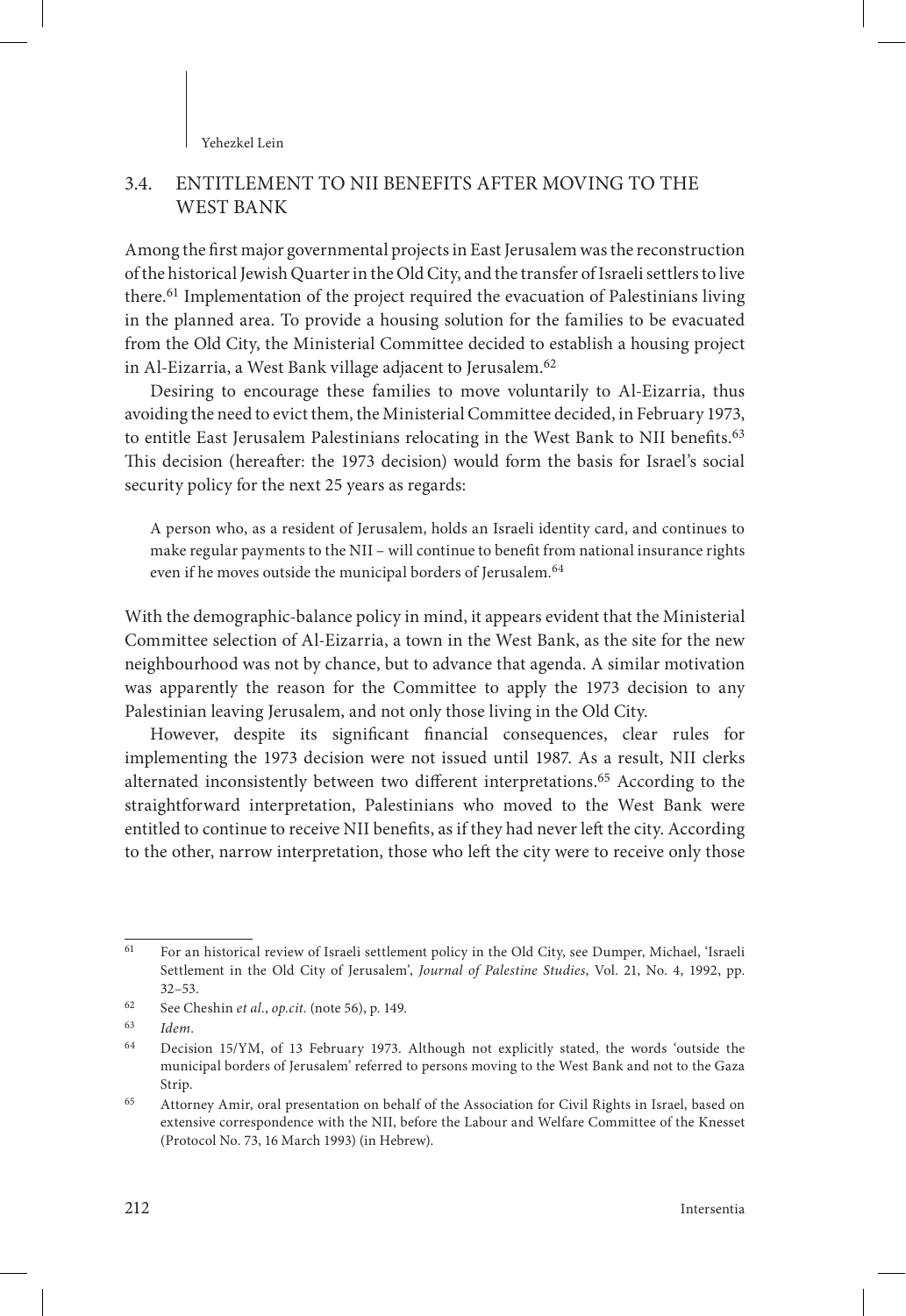## 3.4. ENTITLEMENT TO NII BENEFITS AFTER MOVING TO THE WEST BANK

Among the first major governmental projects in East Jerusalem was the reconstruction of the historical Jewish Quarter in the Old City, and the transfer of Israeli settlers to live there.[61] Implementation of the project required the evacuation of Palestinians living in the planned area. To provide a housing solution for the families to be evacuated from the Old City, the Ministerial Committee decided to establish a housing project in Al-Eizarria, a West Bank village adjacent to Jerusalem.[62]

Desiring to encourage these families to move voluntarily to Al-Eizarria, thus avoiding the need to evict them, the Ministerial Committee decided, in February 1973, to entitle East Jerusalem Palestinians relocating in the West Bank to NII benefits.[63] This decision (hereafter: the 1973 decision) would form the basis for Israel's social security policy for the next 25 years as regards:

> A person who, as a resident of Jerusalem, holds an Israeli identity card, and continues to make regular payments to the NII – will continue to benefit from national insurance rights even if he moves outside the municipal borders of Jerusalem.[64]

With the demographic-balance policy in mind, it appears evident that the Ministerial Committee selection of Al-Eizarria, a town in the West Bank, as the site for the new neighbourhood was not by chance, but to advance that agenda. A similar motivation was apparently the reason for the Committee to apply the 1973 decision to any Palestinian leaving Jerusalem, and not only those living in the Old City.

However, despite its significant financial consequences, clear rules for implementing the 1973 decision were not issued until 1987. As a result, NII clerks alternated inconsistently between two different interpretations.[65] According to the straightforward interpretation, Palestinians who moved to the West Bank were entitled to continue to receive NII benefits, as if they had never left the city. According to the other, narrow interpretation, those who left the city were to receive only those

---

[61] For an historical review of Israeli settlement policy in the Old City, see Dumper, Michael, 'Israeli Settlement in the Old City of Jerusalem', *Journal of Palestine Studies*, Vol. 21, No. 4, 1992, pp. 32–53.

[62] See Cheshin *et al.*, *op.cit.* (note 56), p. 149.

[63] *Idem.*

[64] Decision 15/YM, of 13 February 1973. Although not explicitly stated, the words 'outside the municipal borders of Jerusalem' referred to persons moving to the West Bank and not to the Gaza Strip.

[65] Attorney Amir, oral presentation on behalf of the Association for Civil Rights in Israel, based on extensive correspondence with the NII, before the Labour and Welfare Committee of the Knesset (Protocol No. 73, 16 March 1993) (in Hebrew).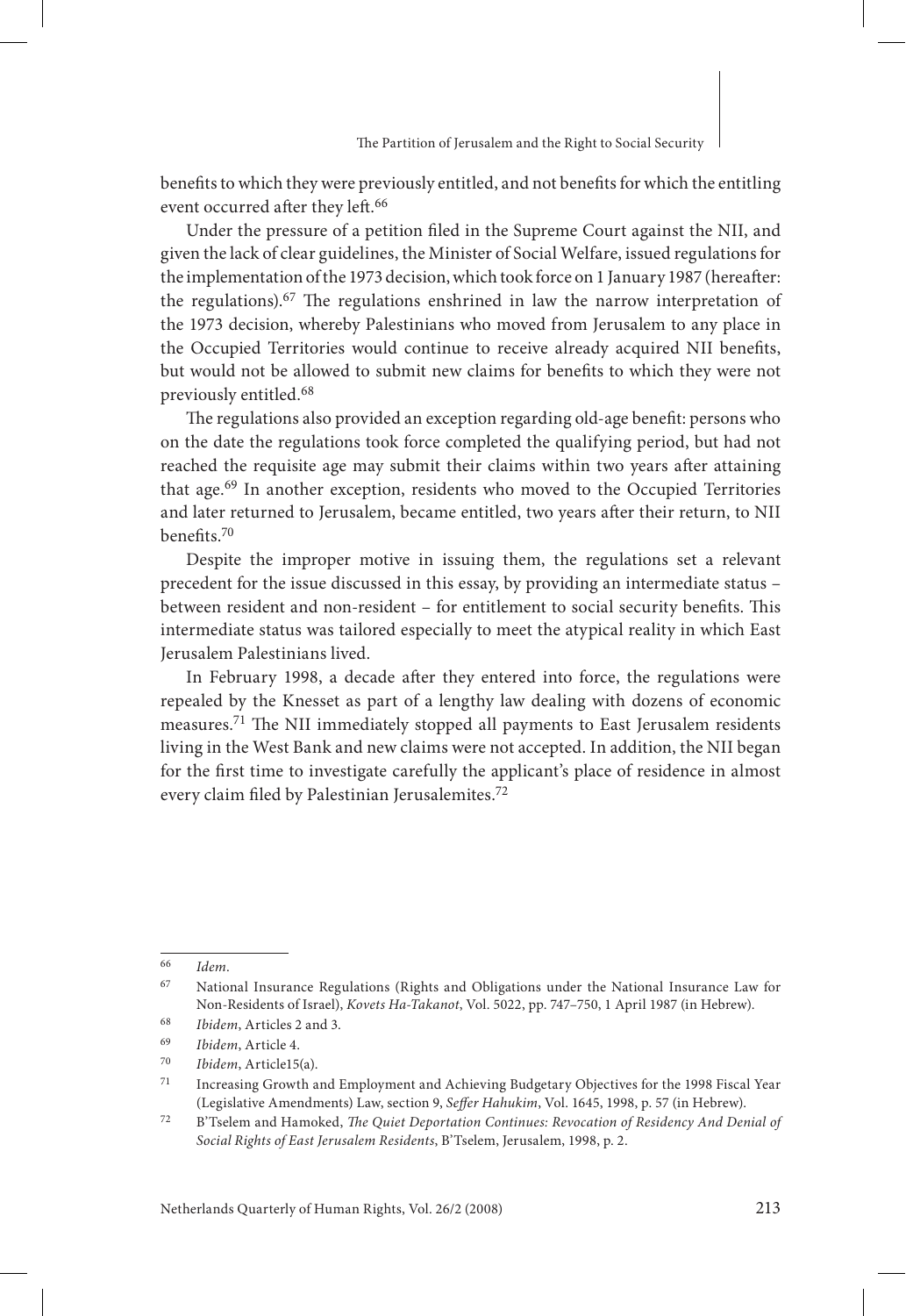benefits to which they were previously entitled, and not benefits for which the entitling event occurred after they left.[66]

Under the pressure of a petition filed in the Supreme Court against the NII, and given the lack of clear guidelines, the Minister of Social Welfare, issued regulations for the implementation of the 1973 decision, which took force on 1 January 1987 (hereafter: the regulations).[67] The regulations enshrined in law the narrow interpretation of the 1973 decision, whereby Palestinians who moved from Jerusalem to any place in the Occupied Territories would continue to receive already acquired NII benefits, but would not be allowed to submit new claims for benefits to which they were not previously entitled.[68]

The regulations also provided an exception regarding old-age benefit: persons who on the date the regulations took force completed the qualifying period, but had not reached the requisite age may submit their claims within two years after attaining that age.[69] In another exception, residents who moved to the Occupied Territories and later returned to Jerusalem, became entitled, two years after their return, to NII benefits.[70]

Despite the improper motive in issuing them, the regulations set a relevant precedent for the issue discussed in this essay, by providing an intermediate status – between resident and non-resident – for entitlement to social security benefits. This intermediate status was tailored especially to meet the atypical reality in which East Jerusalem Palestinians lived.

In February 1998, a decade after they entered into force, the regulations were repealed by the Knesset as part of a lengthy law dealing with dozens of economic measures.[71] The NII immediately stopped all payments to East Jerusalem residents living in the West Bank and new claims were not accepted. In addition, the NII began for the first time to investigate carefully the applicant's place of residence in almost every claim filed by Palestinian Jerusalemites.[72]

---

[66] *Idem*.

[67] National Insurance Regulations (Rights and Obligations under the National Insurance Law for Non-Residents of Israel), *Kovets Ha-Takanot*, Vol. 5022, pp. 747–750, 1 April 1987 (in Hebrew).

[68] *Ibidem*, Articles 2 and 3.

[69] *Ibidem*, Article 4.

[70] *Ibidem*, Article15(a).

[71] Increasing Growth and Employment and Achieving Budgetary Objectives for the 1998 Fiscal Year (Legislative Amendments) Law, section 9, *Seffer Hahukim*, Vol. 1645, 1998, p. 57 (in Hebrew).

[72] B'Tselem and Hamoked, *The Quiet Deportation Continues: Revocation of Residency And Denial of Social Rights of East Jerusalem Residents*, B'Tselem, Jerusalem, 1998, p. 2.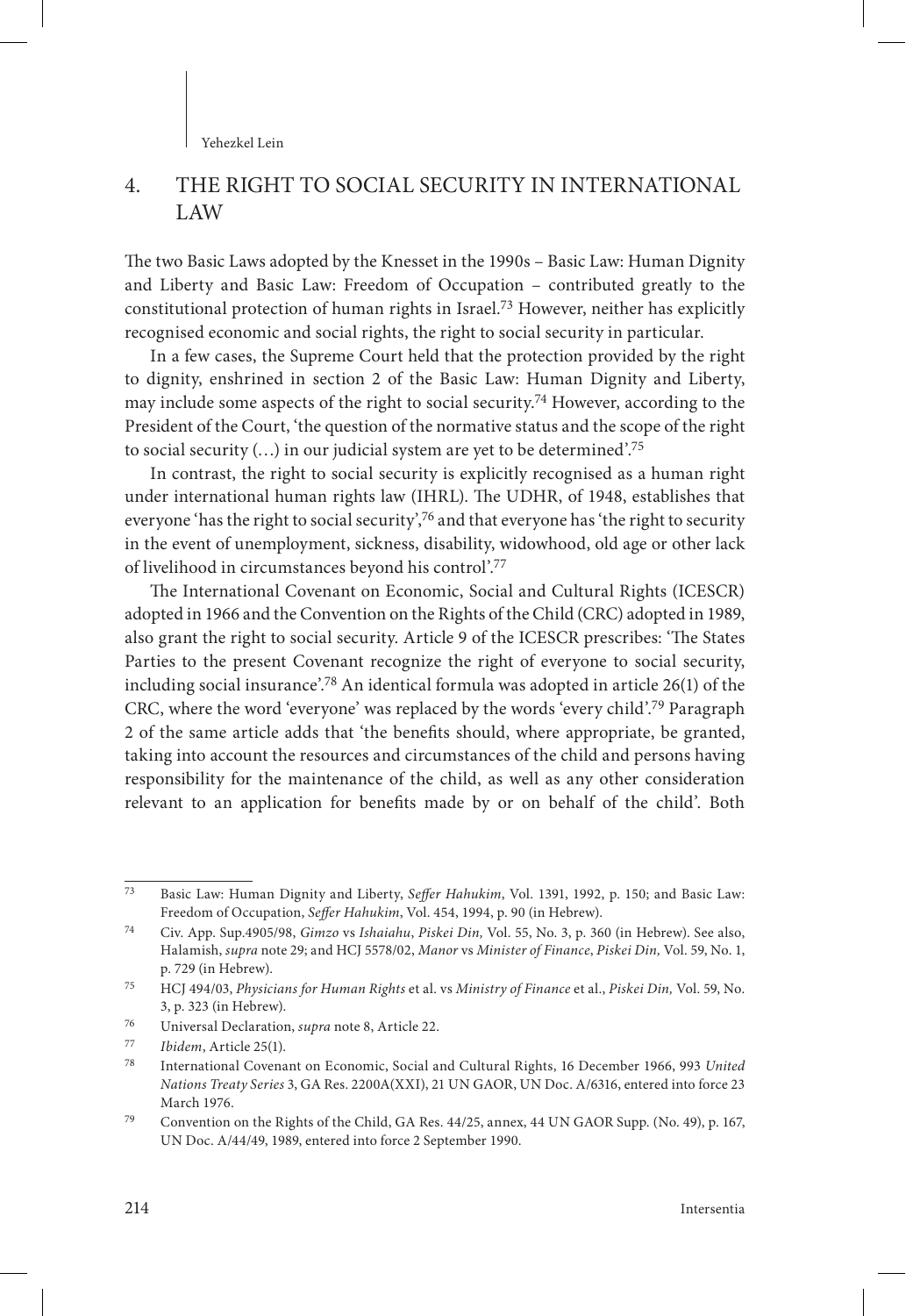## 4. THE RIGHT TO SOCIAL SECURITY IN INTERNATIONAL LAW

The two Basic Laws adopted by the Knesset in the 1990s – Basic Law: Human Dignity and Liberty and Basic Law: Freedom of Occupation – contributed greatly to the constitutional protection of human rights in Israel.[73] However, neither has explicitly recognised economic and social rights, the right to social security in particular.

In a few cases, the Supreme Court held that the protection provided by the right to dignity, enshrined in section 2 of the Basic Law: Human Dignity and Liberty, may include some aspects of the right to social security.[74] However, according to the President of the Court, 'the question of the normative status and the scope of the right to social security (…) in our judicial system are yet to be determined'.[75]

In contrast, the right to social security is explicitly recognised as a human right under international human rights law (IHRL). The UDHR, of 1948, establishes that everyone 'has the right to social security',[76] and that everyone has 'the right to security in the event of unemployment, sickness, disability, widowhood, old age or other lack of livelihood in circumstances beyond his control'.[77]

The International Covenant on Economic, Social and Cultural Rights (ICESCR) adopted in 1966 and the Convention on the Rights of the Child (CRC) adopted in 1989, also grant the right to social security. Article 9 of the ICESCR prescribes: 'The States Parties to the present Covenant recognize the right of everyone to social security, including social insurance'.[78] An identical formula was adopted in article 26(1) of the CRC, where the word 'everyone' was replaced by the words 'every child'.[79] Paragraph 2 of the same article adds that 'the benefits should, where appropriate, be granted, taking into account the resources and circumstances of the child and persons having responsibility for the maintenance of the child, as well as any other consideration relevant to an application for benefits made by or on behalf of the child'. Both

---

[73] Basic Law: Human Dignity and Liberty, *Seffer Hahukim*, Vol. 1391, 1992, p. 150; and Basic Law: Freedom of Occupation, *Seffer Hahukim*, Vol. 454, 1994, p. 90 (in Hebrew).

[74] Civ. App. Sup.4905/98, *Gimzo* vs *Ishaiahu*, *Piskei Din,* Vol. 55, No. 3, p. 360 (in Hebrew). See also, Halamish, *supra* note 29; and HCJ 5578/02, *Manor* vs *Minister of Finance*, *Piskei Din,* Vol. 59, No. 1, p. 729 (in Hebrew).

[75] HCJ 494/03, *Physicians for Human Rights* et al. vs *Ministry of Finance* et al., *Piskei Din,* Vol. 59, No. 3, p. 323 (in Hebrew).

[76] Universal Declaration, *supra* note 8, Article 22.

[77] *Ibidem*, Article 25(1).

[78] International Covenant on Economic, Social and Cultural Rights, 16 December 1966, 993 *United Nations Treaty Series* 3, GA Res. 2200A(XXI), 21 UN GAOR, UN Doc. A/6316, entered into force 23 March 1976.

[79] Convention on the Rights of the Child, GA Res. 44/25, annex, 44 UN GAOR Supp. (No. 49), p. 167, UN Doc. A/44/49, 1989, entered into force 2 September 1990.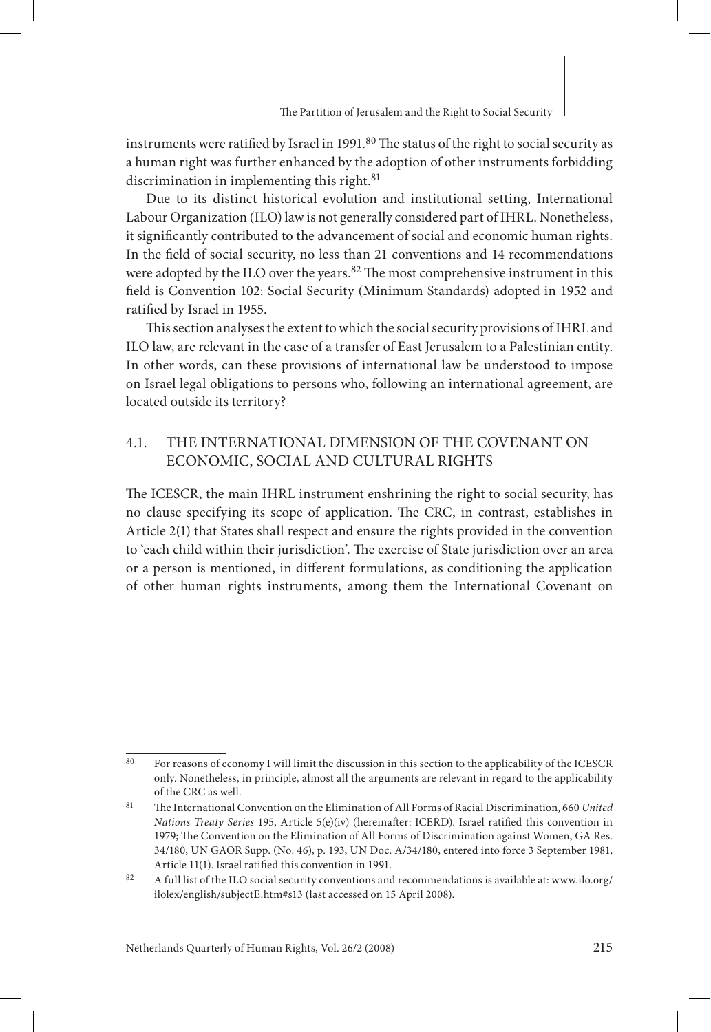instruments were ratified by Israel in 1991.[80] The status of the right to social security as a human right was further enhanced by the adoption of other instruments forbidding discrimination in implementing this right.[81]

Due to its distinct historical evolution and institutional setting, International Labour Organization (ILO) law is not generally considered part of IHRL. Nonetheless, it significantly contributed to the advancement of social and economic human rights. In the field of social security, no less than 21 conventions and 14 recommendations were adopted by the ILO over the years.[82] The most comprehensive instrument in this field is Convention 102: Social Security (Minimum Standards) adopted in 1952 and ratified by Israel in 1955.

This section analyses the extent to which the social security provisions of IHRL and ILO law, are relevant in the case of a transfer of East Jerusalem to a Palestinian entity. In other words, can these provisions of international law be understood to impose on Israel legal obligations to persons who, following an international agreement, are located outside its territory?

## 4.1. THE INTERNATIONAL DIMENSION OF THE COVENANT ON ECONOMIC, SOCIAL AND CULTURAL RIGHTS

The ICESCR, the main IHRL instrument enshrining the right to social security, has no clause specifying its scope of application. The CRC, in contrast, establishes in Article 2(1) that States shall respect and ensure the rights provided in the convention to 'each child within their jurisdiction'. The exercise of State jurisdiction over an area or a person is mentioned, in different formulations, as conditioning the application of other human rights instruments, among them the International Covenant on

---

[80] For reasons of economy I will limit the discussion in this section to the applicability of the ICESCR only. Nonetheless, in principle, almost all the arguments are relevant in regard to the applicability of the CRC as well.

[81] The International Convention on the Elimination of All Forms of Racial Discrimination, 660 *United Nations Treaty Series* 195, Article 5(e)(iv) (hereinafter: ICERD). Israel ratified this convention in 1979; The Convention on the Elimination of All Forms of Discrimination against Women, GA Res. 34/180, UN GAOR Supp. (No. 46), p. 193, UN Doc. A/34/180, entered into force 3 September 1981, Article 11(1). Israel ratified this convention in 1991.

[82] A full list of the ILO social security conventions and recommendations is available at: www.ilo.org/ilolex/english/subjectE.htm#s13 (last accessed on 15 April 2008).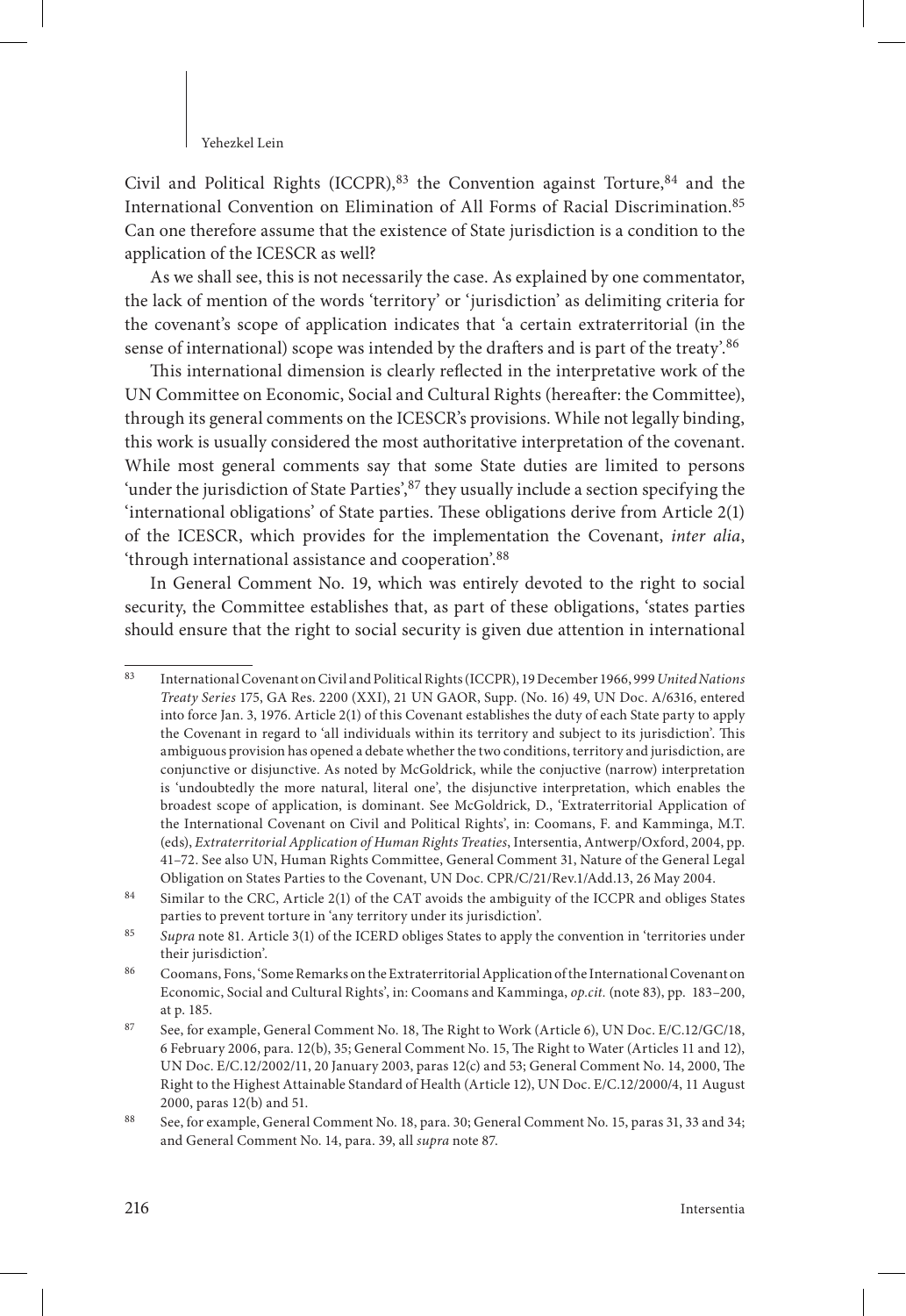Civil and Political Rights (ICCPR),[83] the Convention against Torture,[84] and the International Convention on Elimination of All Forms of Racial Discrimination.[85] Can one therefore assume that the existence of State jurisdiction is a condition to the application of the ICESCR as well?

As we shall see, this is not necessarily the case. As explained by one commentator, the lack of mention of the words 'territory' or 'jurisdiction' as delimiting criteria for the covenant's scope of application indicates that 'a certain extraterritorial (in the sense of international) scope was intended by the drafters and is part of the treaty'.[86]

This international dimension is clearly reflected in the interpretative work of the UN Committee on Economic, Social and Cultural Rights (hereafter: the Committee), through its general comments on the ICESCR's provisions. While not legally binding, this work is usually considered the most authoritative interpretation of the covenant. While most general comments say that some State duties are limited to persons 'under the jurisdiction of State Parties',[87] they usually include a section specifying the 'international obligations' of State parties. These obligations derive from Article 2(1) of the ICESCR, which provides for the implementation the Covenant, *inter alia*, 'through international assistance and cooperation'.[88]

In General Comment No. 19, which was entirely devoted to the right to social security, the Committee establishes that, as part of these obligations, 'states parties should ensure that the right to social security is given due attention in international

---

[83] International Covenant on Civil and Political Rights (ICCPR), 19 December 1966, 999 *United Nations Treaty Series* 175, GA Res. 2200 (XXI), 21 UN GAOR, Supp. (No. 16) 49, UN Doc. A/6316, entered into force Jan. 3, 1976. Article 2(1) of this Covenant establishes the duty of each State party to apply the Covenant in regard to 'all individuals within its territory and subject to its jurisdiction'. This ambiguous provision has opened a debate whether the two conditions, territory and jurisdiction, are conjunctive or disjunctive. As noted by McGoldrick, while the conjunctive (narrow) interpretation is 'undoubtedly the more natural, literal one', the disjunctive interpretation, which enables the broadest scope of application, is dominant. See McGoldrick, D., 'Extraterritorial Application of the International Covenant on Civil and Political Rights', in: Coomans, F. and Kamminga, M.T. (eds), *Extraterritorial Application of Human Rights Treaties*, Intersentia, Antwerp/Oxford, 2004, pp. 41–72. See also UN, Human Rights Committee, General Comment 31, Nature of the General Legal Obligation on States Parties to the Covenant, UN Doc. CPR/C/21/Rev.1/Add.13, 26 May 2004.

[84] Similar to the CRC, Article 2(1) of the CAT avoids the ambiguity of the ICCPR and obliges States parties to prevent torture in 'any territory under its jurisdiction'.

[85] *Supra* note 81. Article 3(1) of the ICERD obliges States to apply the convention in 'territories under their jurisdiction'.

[86] Coomans, Fons, 'Some Remarks on the Extraterritorial Application of the International Covenant on Economic, Social and Cultural Rights', in: Coomans and Kamminga, *op.cit.* (note 83), pp. 183–200, at p. 185.

[87] See, for example, General Comment No. 18, The Right to Work (Article 6), UN Doc. E/C.12/GC/18, 6 February 2006, para. 12(b), 35; General Comment No. 15, The Right to Water (Articles 11 and 12), UN Doc. E/C.12/2002/11, 20 January 2003, paras 12(c) and 53; General Comment No. 14, 2000, The Right to the Highest Attainable Standard of Health (Article 12), UN Doc. E/C.12/2000/4, 11 August 2000, paras 12(b) and 51.

[88] See, for example, General Comment No. 18, para. 30; General Comment No. 15, paras 31, 33 and 34; and General Comment No. 14, para. 39, all *supra* note 87.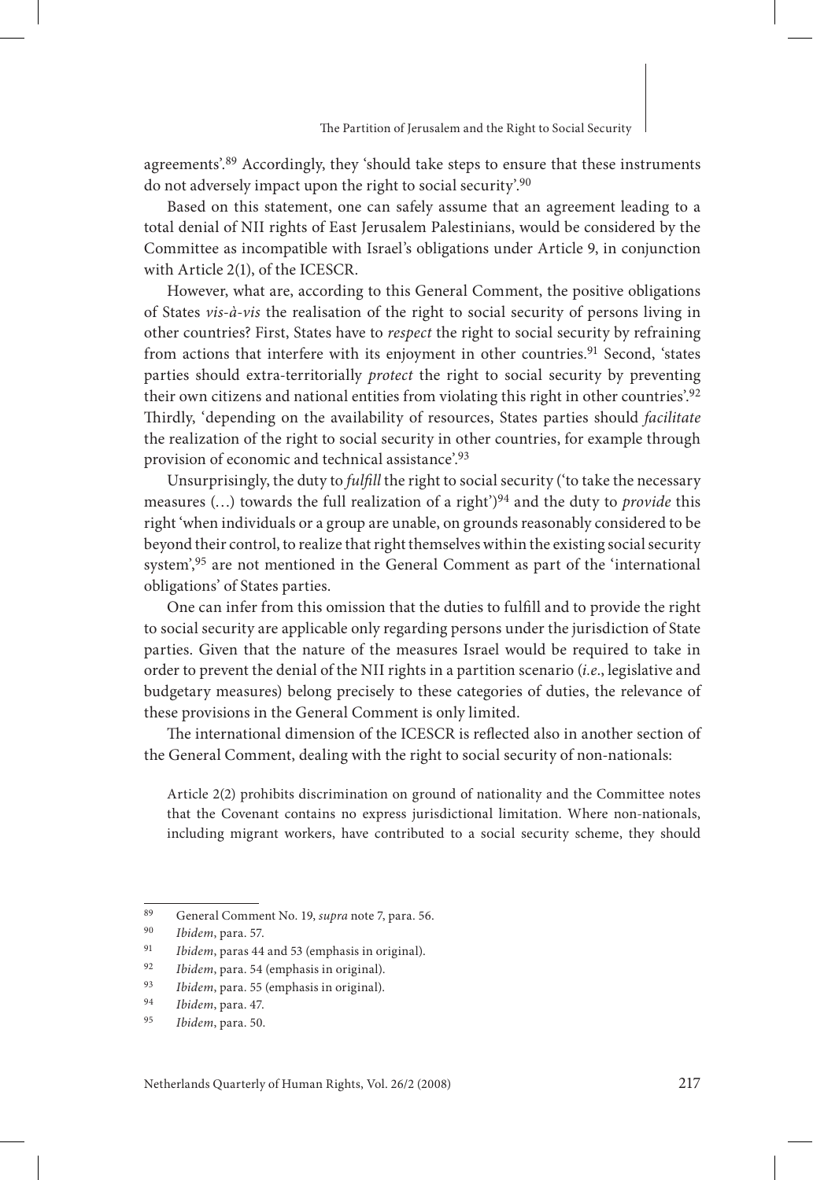agreements'.[89] Accordingly, they 'should take steps to ensure that these instruments do not adversely impact upon the right to social security'.[90]

Based on this statement, one can safely assume that an agreement leading to a total denial of NII rights of East Jerusalem Palestinians, would be considered by the Committee as incompatible with Israel's obligations under Article 9, in conjunction with Article 2(1), of the ICESCR.

However, what are, according to this General Comment, the positive obligations of States *vis-à-vis* the realisation of the right to social security of persons living in other countries? First, States have to *respect* the right to social security by refraining from actions that interfere with its enjoyment in other countries.[91] Second, 'states parties should extra-territorially *protect* the right to social security by preventing their own citizens and national entities from violating this right in other countries'.[92] Thirdly, 'depending on the availability of resources, States parties should *facilitate* the realization of the right to social security in other countries, for example through provision of economic and technical assistance'.[93]

Unsurprisingly, the duty to *fulfill* the right to social security ('to take the necessary measures (…) towards the full realization of a right')[94] and the duty to *provide* this right 'when individuals or a group are unable, on grounds reasonably considered to be beyond their control, to realize that right themselves within the existing social security system',[95] are not mentioned in the General Comment as part of the 'international obligations' of States parties.

One can infer from this omission that the duties to fulfill and to provide the right to social security are applicable only regarding persons under the jurisdiction of State parties. Given that the nature of the measures Israel would be required to take in order to prevent the denial of the NII rights in a partition scenario (*i.e.*, legislative and budgetary measures) belong precisely to these categories of duties, the relevance of these provisions in the General Comment is only limited.

The international dimension of the ICESCR is reflected also in another section of the General Comment, dealing with the right to social security of non-nationals:

> Article 2(2) prohibits discrimination on ground of nationality and the Committee notes that the Covenant contains no express jurisdictional limitation. Where non-nationals, including migrant workers, have contributed to a social security scheme, they should

---

[89] General Comment No. 19, *supra* note 7, para. 56.

[90] *Ibidem*, para. 57.

[91] *Ibidem*, paras 44 and 53 (emphasis in original).

[92] *Ibidem*, para. 54 (emphasis in original).

[93] *Ibidem*, para. 55 (emphasis in original).

[94] *Ibidem*, para. 47.

[95] *Ibidem*, para. 50.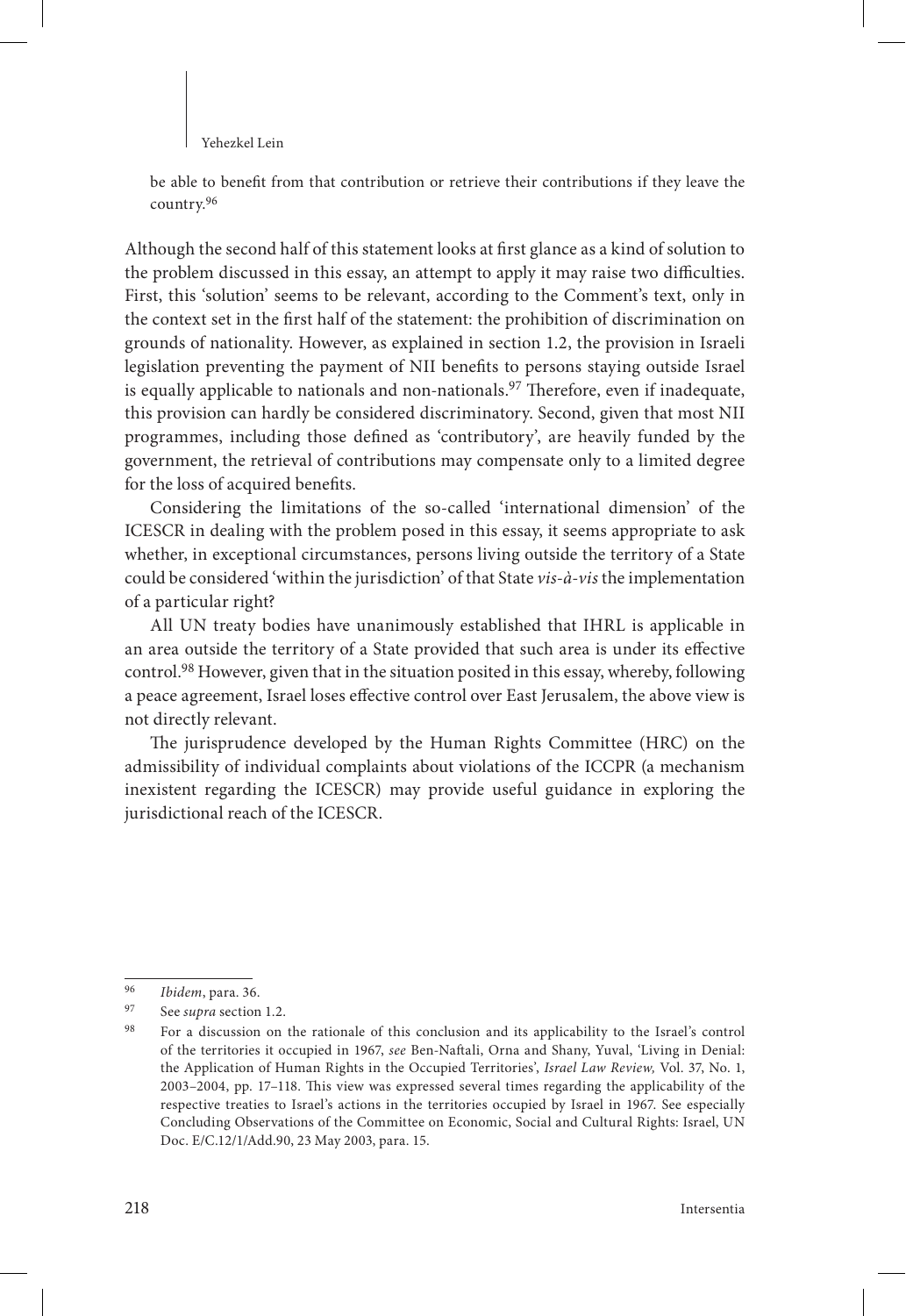be able to benefit from that contribution or retrieve their contributions if they leave the country.[96]

Although the second half of this statement looks at first glance as a kind of solution to the problem discussed in this essay, an attempt to apply it may raise two difficulties. First, this 'solution' seems to be relevant, according to the Comment's text, only in the context set in the first half of the statement: the prohibition of discrimination on grounds of nationality. However, as explained in section 1.2, the provision in Israeli legislation preventing the payment of NII benefits to persons staying outside Israel is equally applicable to nationals and non-nationals.[97] Therefore, even if inadequate, this provision can hardly be considered discriminatory. Second, given that most NII programmes, including those defined as 'contributory', are heavily funded by the government, the retrieval of contributions may compensate only to a limited degree for the loss of acquired benefits.

Considering the limitations of the so-called 'international dimension' of the ICESCR in dealing with the problem posed in this essay, it seems appropriate to ask whether, in exceptional circumstances, persons living outside the territory of a State could be considered 'within the jurisdiction' of that State *vis-à-vis* the implementation of a particular right?

All UN treaty bodies have unanimously established that IHRL is applicable in an area outside the territory of a State provided that such area is under its effective control.[98] However, given that in the situation posited in this essay, whereby, following a peace agreement, Israel loses effective control over East Jerusalem, the above view is not directly relevant.

The jurisprudence developed by the Human Rights Committee (HRC) on the admissibility of individual complaints about violations of the ICCPR (a mechanism inexistent regarding the ICESCR) may provide useful guidance in exploring the jurisdictional reach of the ICESCR.

---

[96] *Ibidem*, para. 36.

[97] See *supra* section 1.2.

[98] For a discussion on the rationale of this conclusion and its applicability to the Israel's control of the territories it occupied in 1967, *see* Ben-Naftali, Orna and Shany, Yuval, 'Living in Denial: the Application of Human Rights in the Occupied Territories', *Israel Law Review,* Vol. 37, No. 1, 2003–2004, pp. 17–118. This view was expressed several times regarding the applicability of the respective treaties to Israel's actions in the territories occupied by Israel in 1967. See especially Concluding Observations of the Committee on Economic, Social and Cultural Rights: Israel, UN Doc. E/C.12/1/Add.90, 23 May 2003, para. 15.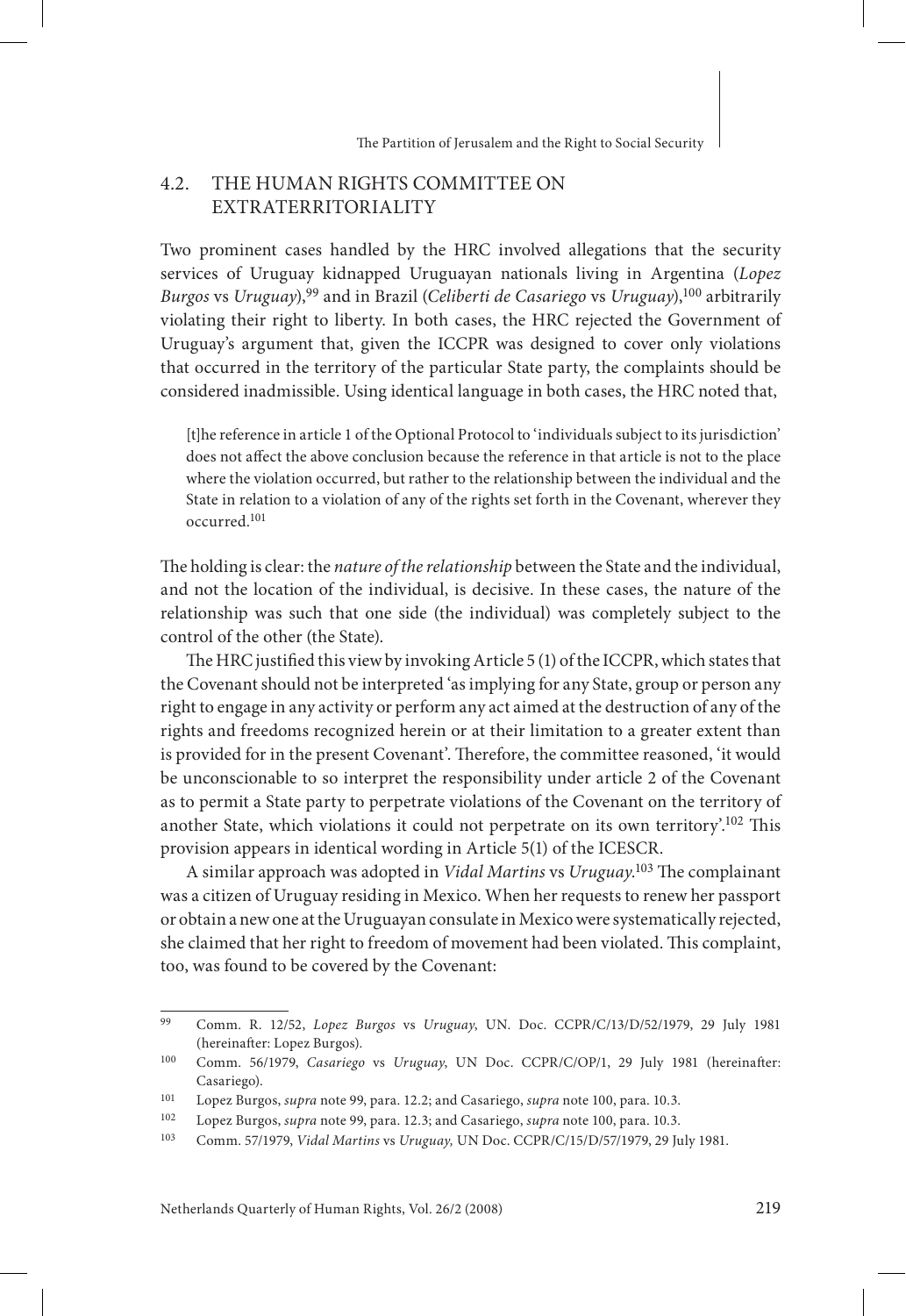## 4.2. THE HUMAN RIGHTS COMMITTEE ON EXTRATERRITORIALITY

Two prominent cases handled by the HRC involved allegations that the security services of Uruguay kidnapped Uruguayan nationals living in Argentina (*Lopez Burgos* vs *Uruguay*),[99] and in Brazil (*Celiberti de Casariego* vs *Uruguay*),[100] arbitrarily violating their right to liberty. In both cases, the HRC rejected the Government of Uruguay's argument that, given the ICCPR was designed to cover only violations that occurred in the territory of the particular State party, the complaints should be considered inadmissible. Using identical language in both cases, the HRC noted that,

> [t]he reference in article 1 of the Optional Protocol to 'individuals subject to its jurisdiction' does not affect the above conclusion because the reference in that article is not to the place where the violation occurred, but rather to the relationship between the individual and the State in relation to a violation of any of the rights set forth in the Covenant, wherever they occurred.[101]

The holding is clear: the *nature of the relationship* between the State and the individual, and not the location of the individual, is decisive. In these cases, the nature of the relationship was such that one side (the individual) was completely subject to the control of the other (the State).

The HRC justified this view by invoking Article 5 (1) of the ICCPR, which states that the Covenant should not be interpreted 'as implying for any State, group or person any right to engage in any activity or perform any act aimed at the destruction of any of the rights and freedoms recognized herein or at their limitation to a greater extent than is provided for in the present Covenant'. Therefore, the committee reasoned, 'it would be unconscionable to so interpret the responsibility under article 2 of the Covenant as to permit a State party to perpetrate violations of the Covenant on the territory of another State, which violations it could not perpetrate on its own territory'.[102] This provision appears in identical wording in Article 5(1) of the ICESCR.

A similar approach was adopted in *Vidal Martins* vs *Uruguay*.[103] The complainant was a citizen of Uruguay residing in Mexico. When her requests to renew her passport or obtain a new one at the Uruguayan consulate in Mexico were systematically rejected, she claimed that her right to freedom of movement had been violated. This complaint, too, was found to be covered by the Covenant:

---

[99] Comm. R. 12/52, *Lopez Burgos* vs *Uruguay*, UN. Doc. CCPR/C/13/D/52/1979, 29 July 1981 (hereinafter: Lopez Burgos).

[100] Comm. 56/1979, *Casariego* vs *Uruguay*, UN Doc. CCPR/C/OP/1, 29 July 1981 (hereinafter: Casariego).

[101] Lopez Burgos, *supra* note 99, para. 12.2; and Casariego, *supra* note 100, para. 10.3.

[102] Lopez Burgos, *supra* note 99, para. 12.3; and Casariego, *supra* note 100, para. 10.3.

[103] Comm. 57/1979, *Vidal Martins* vs *Uruguay,* UN Doc. CCPR/C/15/D/57/1979, 29 July 1981.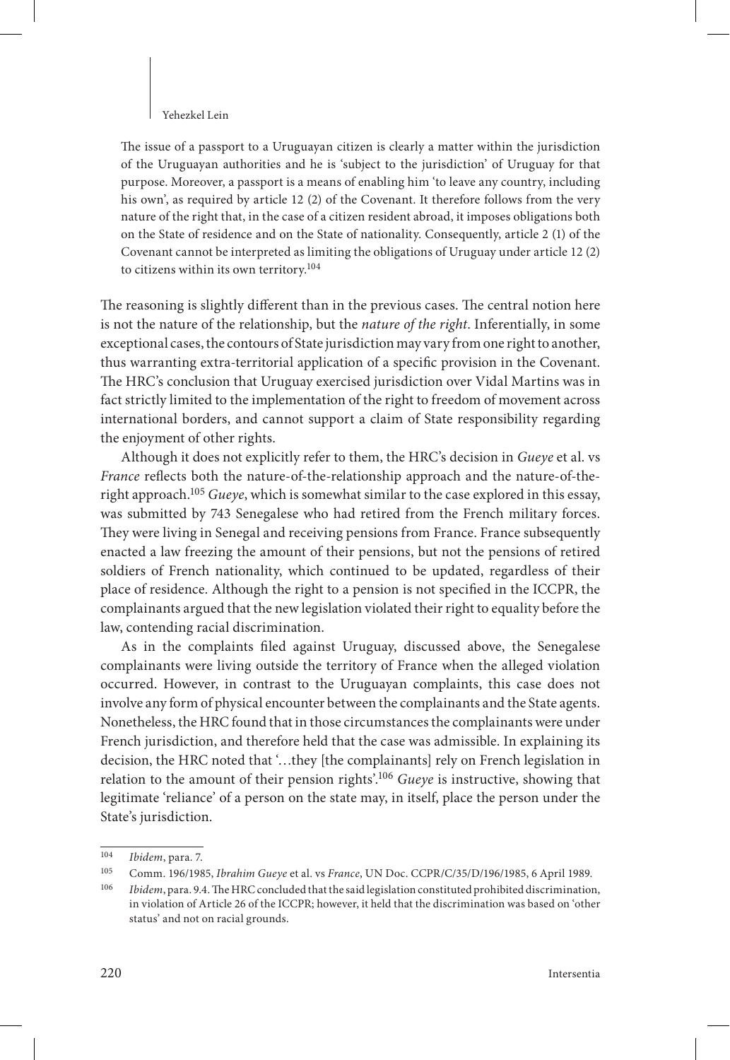> The issue of a passport to a Uruguayan citizen is clearly a matter within the jurisdiction of the Uruguayan authorities and he is 'subject to the jurisdiction' of Uruguay for that purpose. Moreover, a passport is a means of enabling him 'to leave any country, including his own', as required by article 12 (2) of the Covenant. It therefore follows from the very nature of the right that, in the case of a citizen resident abroad, it imposes obligations both on the State of residence and on the State of nationality. Consequently, article 2 (1) of the Covenant cannot be interpreted as limiting the obligations of Uruguay under article 12 (2) to citizens within its own territory.[104]

The reasoning is slightly different than in the previous cases. The central notion here is not the nature of the relationship, but the *nature of the right*. Inferentially, in some exceptional cases, the contours of State jurisdiction may vary from one right to another, thus warranting extra-territorial application of a specific provision in the Covenant. The HRC's conclusion that Uruguay exercised jurisdiction over Vidal Martins was in fact strictly limited to the implementation of the right to freedom of movement across international borders, and cannot support a claim of State responsibility regarding the enjoyment of other rights.

Although it does not explicitly refer to them, the HRC's decision in *Gueye* et al. vs *France* reflects both the nature-of-the-relationship approach and the nature-of-the-right approach.[105] *Gueye*, which is somewhat similar to the case explored in this essay, was submitted by 743 Senegalese who had retired from the French military forces. They were living in Senegal and receiving pensions from France. France subsequently enacted a law freezing the amount of their pensions, but not the pensions of retired soldiers of French nationality, which continued to be updated, regardless of their place of residence. Although the right to a pension is not specified in the ICCPR, the complainants argued that the new legislation violated their right to equality before the law, contending racial discrimination.

As in the complaints filed against Uruguay, discussed above, the Senegalese complainants were living outside the territory of France when the alleged violation occurred. However, in contrast to the Uruguayan complaints, this case does not involve any form of physical encounter between the complainants and the State agents. Nonetheless, the HRC found that in those circumstances the complainants were under French jurisdiction, and therefore held that the case was admissible. In explaining its decision, the HRC noted that '…they [the complainants] rely on French legislation in relation to the amount of their pension rights'.[106] *Gueye* is instructive, showing that legitimate 'reliance' of a person on the state may, in itself, place the person under the State's jurisdiction.

---

[104] *Ibidem*, para. 7.

[105] Comm. 196/1985, *Ibrahim Gueye* et al. vs *France*, UN Doc. CCPR/C/35/D/196/1985, 6 April 1989.

[106] *Ibidem*, para. 9.4. The HRC concluded that the said legislation constituted prohibited discrimination, in violation of Article 26 of the ICCPR; however, it held that the discrimination was based on 'other status' and not on racial grounds.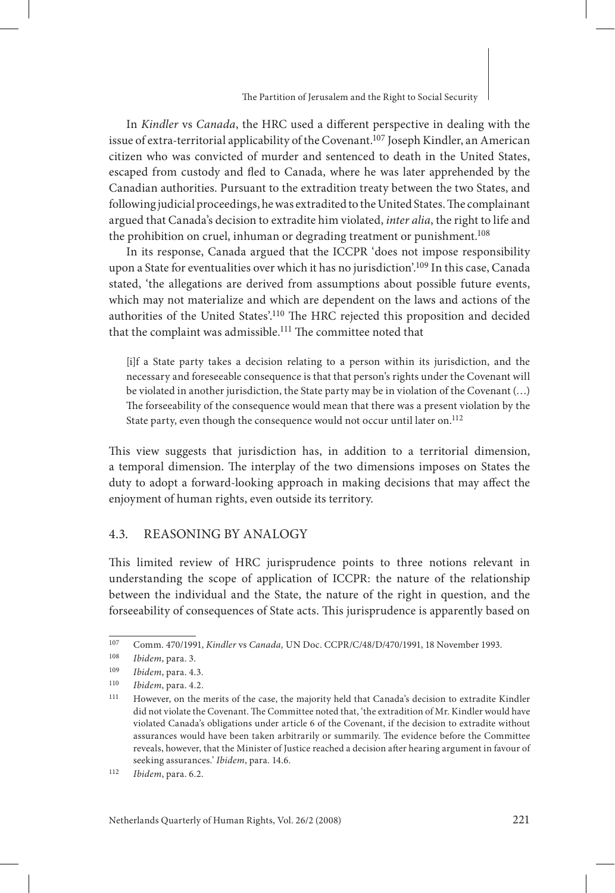In *Kindler* vs *Canada*, the HRC used a different perspective in dealing with the issue of extra-territorial applicability of the Covenant.[107] Joseph Kindler, an American citizen who was convicted of murder and sentenced to death in the United States, escaped from custody and fled to Canada, where he was later apprehended by the Canadian authorities. Pursuant to the extradition treaty between the two States, and following judicial proceedings, he was extradited to the United States. The complainant argued that Canada's decision to extradite him violated, *inter alia*, the right to life and the prohibition on cruel, inhuman or degrading treatment or punishment.[108]

In its response, Canada argued that the ICCPR 'does not impose responsibility upon a State for eventualities over which it has no jurisdiction'.[109] In this case, Canada stated, 'the allegations are derived from assumptions about possible future events, which may not materialize and which are dependent on the laws and actions of the authorities of the United States'.[110] The HRC rejected this proposition and decided that the complaint was admissible.[111] The committee noted that

> [i]f a State party takes a decision relating to a person within its jurisdiction, and the necessary and foreseeable consequence is that that person's rights under the Covenant will be violated in another jurisdiction, the State party may be in violation of the Covenant (…) The forseeability of the consequence would mean that there was a present violation by the State party, even though the consequence would not occur until later on.[112]

This view suggests that jurisdiction has, in addition to a territorial dimension, a temporal dimension. The interplay of the two dimensions imposes on States the duty to adopt a forward-looking approach in making decisions that may affect the enjoyment of human rights, even outside its territory.

### 4.3. REASONING BY ANALOGY

This limited review of HRC jurisprudence points to three notions relevant in understanding the scope of application of ICCPR: the nature of the relationship between the individual and the State, the nature of the right in question, and the forseeability of consequences of State acts. This jurisprudence is apparently based on

---

[107] Comm. 470/1991, *Kindler* vs *Canada,* UN Doc. CCPR/C/48/D/470/1991, 18 November 1993.

[108] *Ibidem*, para. 3.

[109] *Ibidem*, para. 4.3.

[110] *Ibidem*, para. 4.2.

[111] However, on the merits of the case, the majority held that Canada's decision to extradite Kindler did not violate the Covenant. The Committee noted that, 'the extradition of Mr. Kindler would have violated Canada's obligations under article 6 of the Covenant, if the decision to extradite without assurances would have been taken arbitrarily or summarily. The evidence before the Committee reveals, however, that the Minister of Justice reached a decision after hearing argument in favour of seeking assurances.' *Ibidem*, para. 14.6.

[112] *Ibidem*, para. 6.2.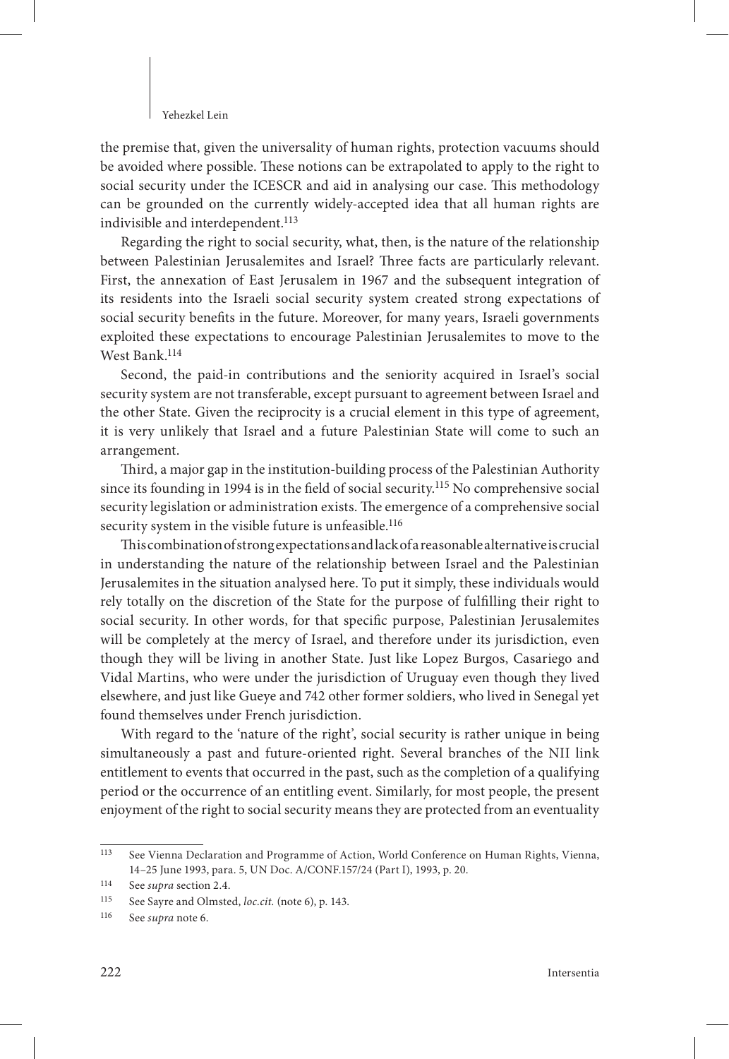the premise that, given the universality of human rights, protection vacuums should be avoided where possible. These notions can be extrapolated to apply to the right to social security under the ICESCR and aid in analysing our case. This methodology can be grounded on the currently widely-accepted idea that all human rights are indivisible and interdependent.[113]

Regarding the right to social security, what, then, is the nature of the relationship between Palestinian Jerusalemites and Israel? Three facts are particularly relevant. First, the annexation of East Jerusalem in 1967 and the subsequent integration of its residents into the Israeli social security system created strong expectations of social security benefits in the future. Moreover, for many years, Israeli governments exploited these expectations to encourage Palestinian Jerusalemites to move to the West Bank.[114]

Second, the paid-in contributions and the seniority acquired in Israel's social security system are not transferable, except pursuant to agreement between Israel and the other State. Given the reciprocity is a crucial element in this type of agreement, it is very unlikely that Israel and a future Palestinian State will come to such an arrangement.

Third, a major gap in the institution-building process of the Palestinian Authority since its founding in 1994 is in the field of social security.[115] No comprehensive social security legislation or administration exists. The emergence of a comprehensive social security system in the visible future is unfeasible.[116]

This combination of strong expectations and lack of a reasonable alternative is crucial in understanding the nature of the relationship between Israel and the Palestinian Jerusalemites in the situation analysed here. To put it simply, these individuals would rely totally on the discretion of the State for the purpose of fulfilling their right to social security. In other words, for that specific purpose, Palestinian Jerusalemites will be completely at the mercy of Israel, and therefore under its jurisdiction, even though they will be living in another State. Just like Lopez Burgos, Casariego and Vidal Martins, who were under the jurisdiction of Uruguay even though they lived elsewhere, and just like Gueye and 742 other former soldiers, who lived in Senegal yet found themselves under French jurisdiction.

With regard to the 'nature of the right', social security is rather unique in being simultaneously a past and future-oriented right. Several branches of the NII link entitlement to events that occurred in the past, such as the completion of a qualifying period or the occurrence of an entitling event. Similarly, for most people, the present enjoyment of the right to social security means they are protected from an eventuality

---

[113] See Vienna Declaration and Programme of Action, World Conference on Human Rights, Vienna, 14–25 June 1993, para. 5, UN Doc. A/CONF.157/24 (Part I), 1993, p. 20.

[114] See *supra* section 2.4.

[115] See Sayre and Olmsted, *loc.cit.* (note 6), p. 143.

[116] See *supra* note 6.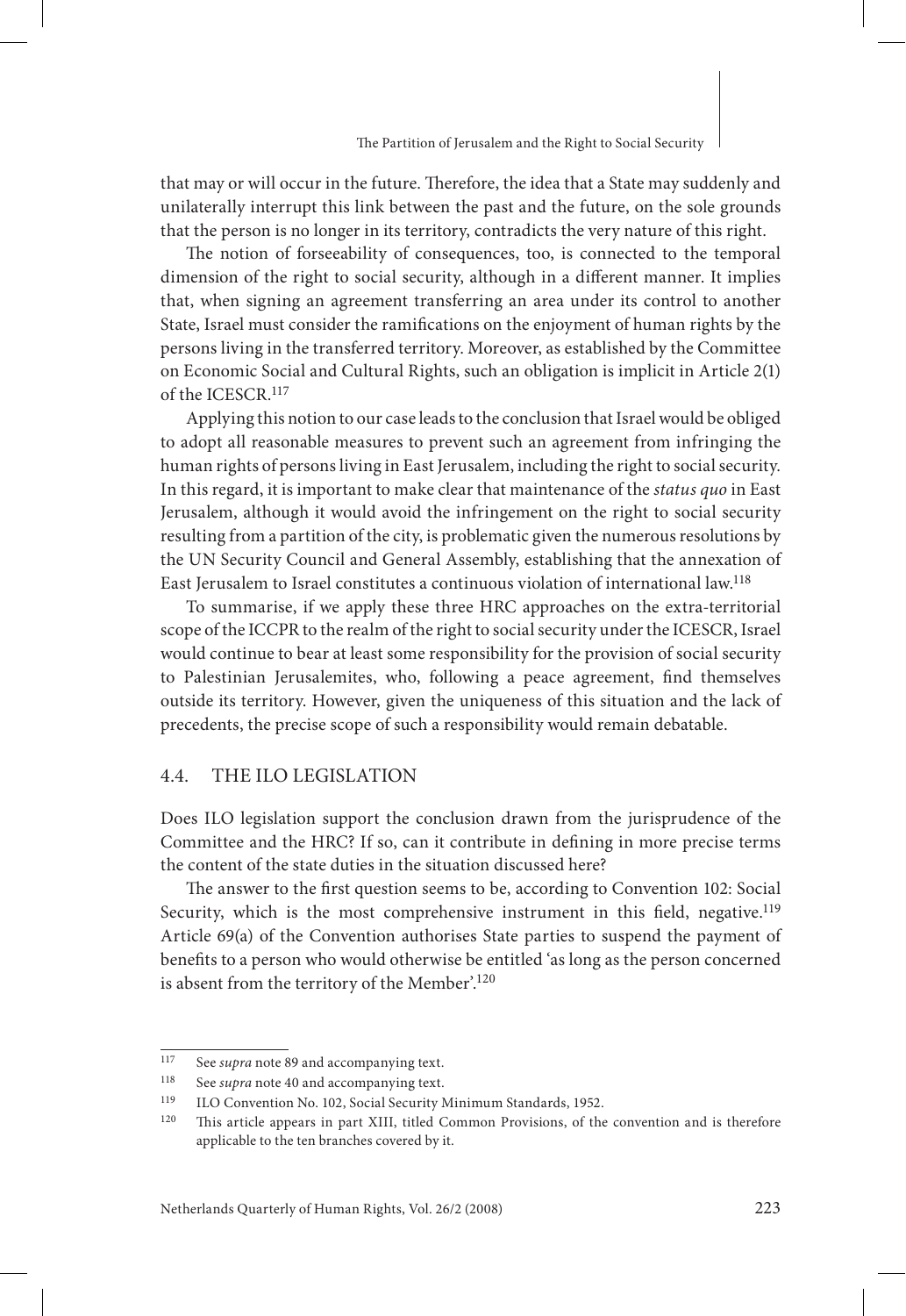that may or will occur in the future. Therefore, the idea that a State may suddenly and unilaterally interrupt this link between the past and the future, on the sole grounds that the person is no longer in its territory, contradicts the very nature of this right.

The notion of forseeability of consequences, too, is connected to the temporal dimension of the right to social security, although in a different manner. It implies that, when signing an agreement transferring an area under its control to another State, Israel must consider the ramifications on the enjoyment of human rights by the persons living in the transferred territory. Moreover, as established by the Committee on Economic Social and Cultural Rights, such an obligation is implicit in Article 2(1) of the ICESCR.[117]

Applying this notion to our case leads to the conclusion that Israel would be obliged to adopt all reasonable measures to prevent such an agreement from infringing the human rights of persons living in East Jerusalem, including the right to social security. In this regard, it is important to make clear that maintenance of the *status quo* in East Jerusalem, although it would avoid the infringement on the right to social security resulting from a partition of the city, is problematic given the numerous resolutions by the UN Security Council and General Assembly, establishing that the annexation of East Jerusalem to Israel constitutes a continuous violation of international law.[118]

To summarise, if we apply these three HRC approaches on the extra-territorial scope of the ICCPR to the realm of the right to social security under the ICESCR, Israel would continue to bear at least some responsibility for the provision of social security to Palestinian Jerusalemites, who, following a peace agreement, find themselves outside its territory. However, given the uniqueness of this situation and the lack of precedents, the precise scope of such a responsibility would remain debatable.

## 4.4. THE ILO LEGISLATION

Does ILO legislation support the conclusion drawn from the jurisprudence of the Committee and the HRC? If so, can it contribute in defining in more precise terms the content of the state duties in the situation discussed here?

The answer to the first question seems to be, according to Convention 102: Social Security, which is the most comprehensive instrument in this field, negative.[119] Article 69(a) of the Convention authorises State parties to suspend the payment of benefits to a person who would otherwise be entitled 'as long as the person concerned is absent from the territory of the Member'.[120]

---

[117] See *supra* note 89 and accompanying text.

[118] See *supra* note 40 and accompanying text.

[119] ILO Convention No. 102, Social Security Minimum Standards, 1952.

[120] This article appears in part XIII, titled Common Provisions, of the convention and is therefore applicable to the ten branches covered by it.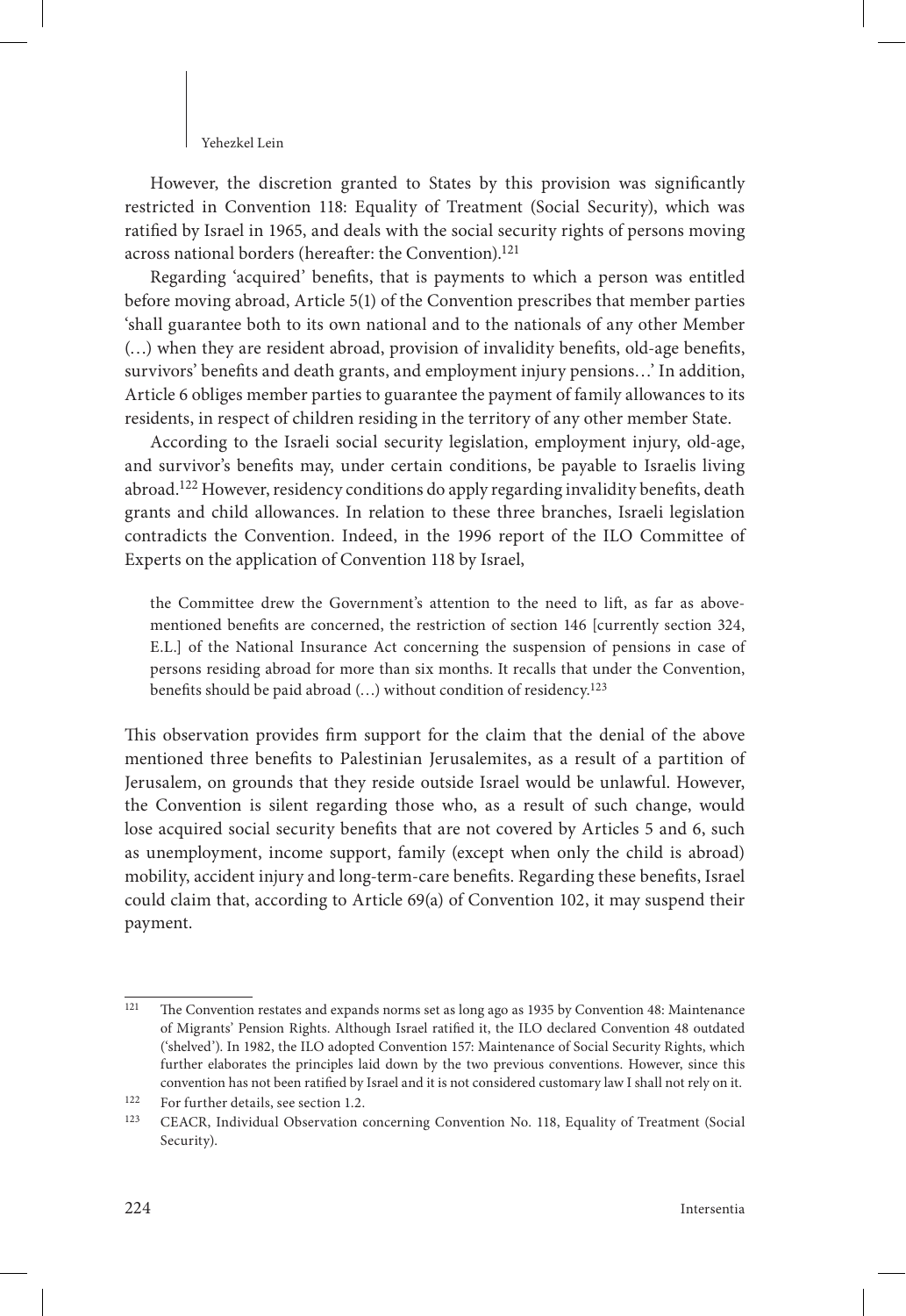However, the discretion granted to States by this provision was significantly restricted in Convention 118: Equality of Treatment (Social Security), which was ratified by Israel in 1965, and deals with the social security rights of persons moving across national borders (hereafter: the Convention).[121]

Regarding 'acquired' benefits, that is payments to which a person was entitled before moving abroad, Article 5(1) of the Convention prescribes that member parties 'shall guarantee both to its own national and to the nationals of any other Member (…) when they are resident abroad, provision of invalidity benefits, old-age benefits, survivors' benefits and death grants, and employment injury pensions…' In addition, Article 6 obliges member parties to guarantee the payment of family allowances to its residents, in respect of children residing in the territory of any other member State.

According to the Israeli social security legislation, employment injury, old-age, and survivor's benefits may, under certain conditions, be payable to Israelis living abroad.[122] However, residency conditions do apply regarding invalidity benefits, death grants and child allowances. In relation to these three branches, Israeli legislation contradicts the Convention. Indeed, in the 1996 report of the ILO Committee of Experts on the application of Convention 118 by Israel,

> the Committee drew the Government's attention to the need to lift, as far as above-mentioned benefits are concerned, the restriction of section 146 [currently section 324, E.L.] of the National Insurance Act concerning the suspension of pensions in case of persons residing abroad for more than six months. It recalls that under the Convention, benefits should be paid abroad (…) without condition of residency.[123]

This observation provides firm support for the claim that the denial of the above mentioned three benefits to Palestinian Jerusalemites, as a result of a partition of Jerusalem, on grounds that they reside outside Israel would be unlawful. However, the Convention is silent regarding those who, as a result of such change, would lose acquired social security benefits that are not covered by Articles 5 and 6, such as unemployment, income support, family (except when only the child is abroad) mobility, accident injury and long-term-care benefits. Regarding these benefits, Israel could claim that, according to Article 69(a) of Convention 102, it may suspend their payment.

---

[121] The Convention restates and expands norms set as long ago as 1935 by Convention 48: Maintenance of Migrants' Pension Rights. Although Israel ratified it, the ILO declared Convention 48 outdated ('shelved'). In 1982, the ILO adopted Convention 157: Maintenance of Social Security Rights, which further elaborates the principles laid down by the two previous conventions. However, since this convention has not been ratified by Israel and it is not considered customary law I shall not rely on it.

[122] For further details, see section 1.2.

[123] CEACR, Individual Observation concerning Convention No. 118, Equality of Treatment (Social Security).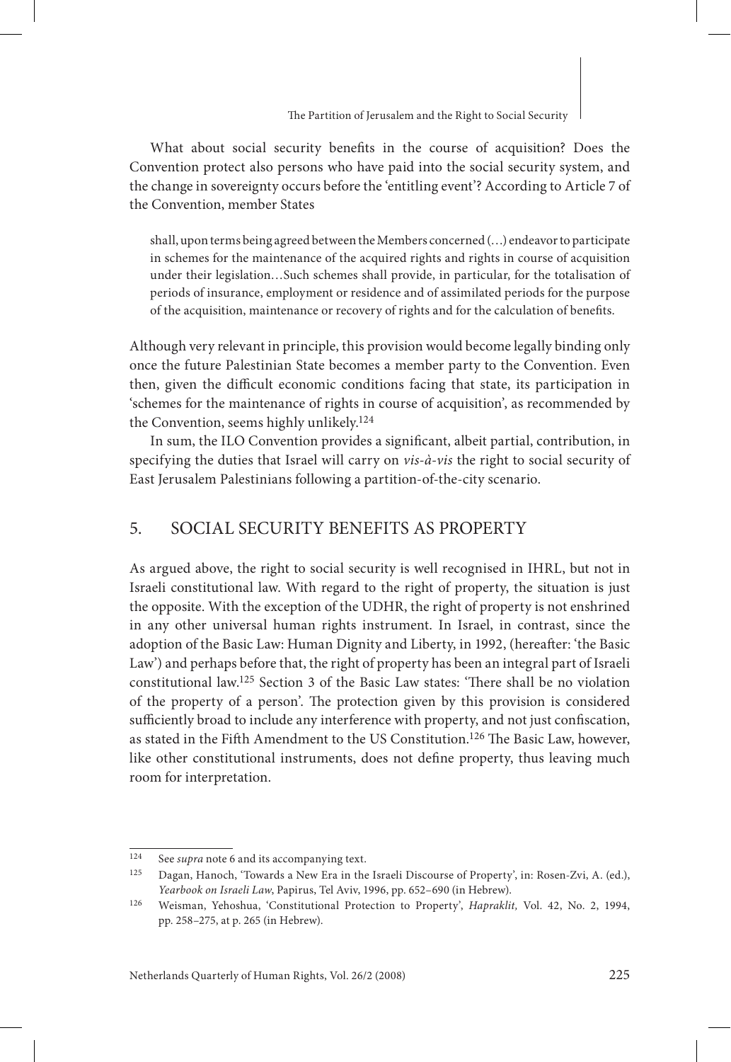What about social security benefits in the course of acquisition? Does the Convention protect also persons who have paid into the social security system, and the change in sovereignty occurs before the 'entitling event'? According to Article 7 of the Convention, member States

> shall, upon terms being agreed between the Members concerned (…) endeavor to participate in schemes for the maintenance of the acquired rights and rights in course of acquisition under their legislation…Such schemes shall provide, in particular, for the totalisation of periods of insurance, employment or residence and of assimilated periods for the purpose of the acquisition, maintenance or recovery of rights and for the calculation of benefits.

Although very relevant in principle, this provision would become legally binding only once the future Palestinian State becomes a member party to the Convention. Even then, given the difficult economic conditions facing that state, its participation in 'schemes for the maintenance of rights in course of acquisition', as recommended by the Convention, seems highly unlikely.[124]

In sum, the ILO Convention provides a significant, albeit partial, contribution, in specifying the duties that Israel will carry on *vis-à-vis* the right to social security of East Jerusalem Palestinians following a partition-of-the-city scenario.

## 5. SOCIAL SECURITY BENEFITS AS PROPERTY

As argued above, the right to social security is well recognised in IHRL, but not in Israeli constitutional law. With regard to the right of property, the situation is just the opposite. With the exception of the UDHR, the right of property is not enshrined in any other universal human rights instrument. In Israel, in contrast, since the adoption of the Basic Law: Human Dignity and Liberty, in 1992, (hereafter: 'the Basic Law') and perhaps before that, the right of property has been an integral part of Israeli constitutional law.[125] Section 3 of the Basic Law states: 'There shall be no violation of the property of a person'. The protection given by this provision is considered sufficiently broad to include any interference with property, and not just confiscation, as stated in the Fifth Amendment to the US Constitution.[126] The Basic Law, however, like other constitutional instruments, does not define property, thus leaving much room for interpretation.

---

[124] See *supra* note 6 and its accompanying text.

[125] Dagan, Hanoch, 'Towards a New Era in the Israeli Discourse of Property', in: Rosen-Zvi, A. (ed.), *Yearbook on Israeli Law*, Papirus, Tel Aviv, 1996, pp. 652–690 (in Hebrew).

[126] Weisman, Yehoshua, 'Constitutional Protection to Property', *Hapraklit,* Vol. 42, No. 2, 1994, pp. 258–275, at p. 265 (in Hebrew).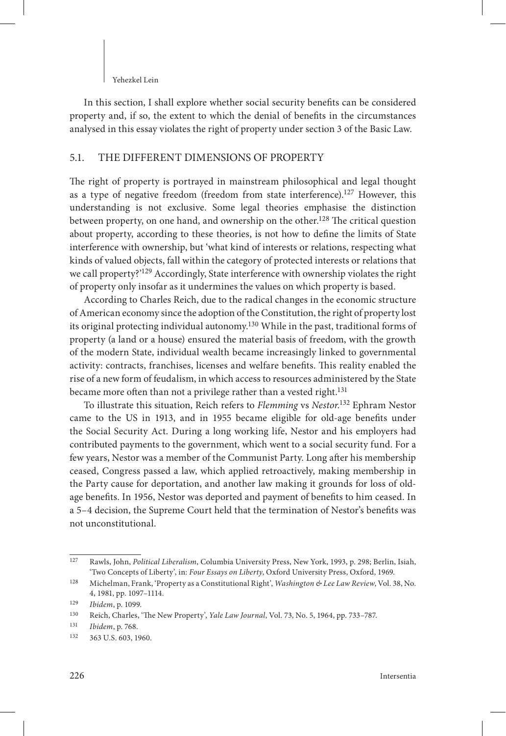In this section, I shall explore whether social security benefits can be considered property and, if so, the extent to which the denial of benefits in the circumstances analysed in this essay violates the right of property under section 3 of the Basic Law.

## 5.1. THE DIFFERENT DIMENSIONS OF PROPERTY

The right of property is portrayed in mainstream philosophical and legal thought as a type of negative freedom (freedom from state interference).[127] However, this understanding is not exclusive. Some legal theories emphasise the distinction between property, on one hand, and ownership on the other.[128] The critical question about property, according to these theories, is not how to define the limits of State interference with ownership, but 'what kind of interests or relations, respecting what kinds of valued objects, fall within the category of protected interests or relations that we call property?'[129] Accordingly, State interference with ownership violates the right of property only insofar as it undermines the values on which property is based.

According to Charles Reich, due to the radical changes in the economic structure of American economy since the adoption of the Constitution, the right of property lost its original protecting individual autonomy.[130] While in the past, traditional forms of property (a land or a house) ensured the material basis of freedom, with the growth of the modern State, individual wealth became increasingly linked to governmental activity: contracts, franchises, licenses and welfare benefits. This reality enabled the rise of a new form of feudalism, in which access to resources administered by the State became more often than not a privilege rather than a vested right.[131]

To illustrate this situation, Reich refers to *Flemming* vs *Nestor*.[132] Ephram Nestor came to the US in 1913, and in 1955 became eligible for old-age benefits under the Social Security Act. During a long working life, Nestor and his employers had contributed payments to the government, which went to a social security fund. For a few years, Nestor was a member of the Communist Party. Long after his membership ceased, Congress passed a law, which applied retroactively, making membership in the Party cause for deportation, and another law making it grounds for loss of old-age benefits. In 1956, Nestor was deported and payment of benefits to him ceased. In a 5–4 decision, the Supreme Court held that the termination of Nestor's benefits was not unconstitutional.

---

[127] Rawls, John, *Political Liberalism*, Columbia University Press, New York, 1993, p. 298; Berlin, Isiah, 'Two Concepts of Liberty', in: *Four Essays on Liberty*, Oxford University Press, Oxford, 1969.

[128] Michelman, Frank, 'Property as a Constitutional Right', *Washington & Lee Law Review*, Vol. 38, No. 4, 1981, pp. 1097–1114.

[129] *Ibidem*, p. 1099.

[130] Reich, Charles, 'The New Property', *Yale Law Journal*, Vol. 73, No. 5, 1964, pp. 733–787.

[131] *Ibidem*, p. 768.

[132] 363 U.S. 603, 1960.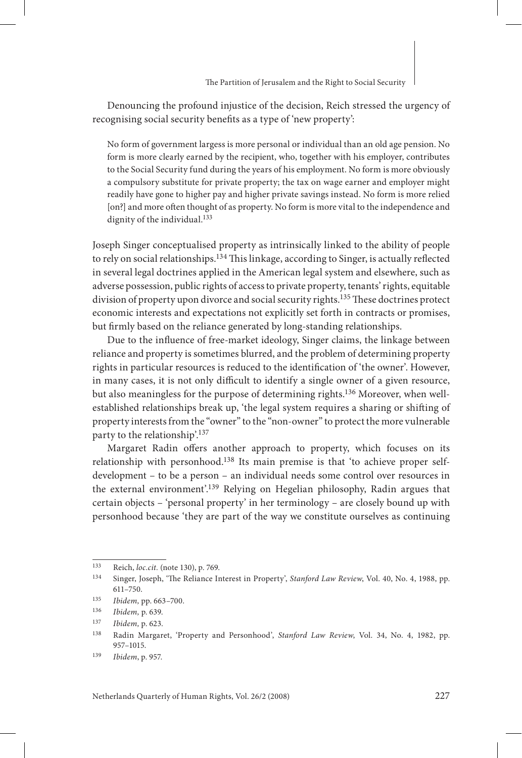Denouncing the profound injustice of the decision, Reich stressed the urgency of recognising social security benefits as a type of 'new property':

> No form of government largess is more personal or individual than an old age pension. No form is more clearly earned by the recipient, who, together with his employer, contributes to the Social Security fund during the years of his employment. No form is more obviously a compulsory substitute for private property; the tax on wage earner and employer might readily have gone to higher pay and higher private savings instead. No form is more relied [on?] and more often thought of as property. No form is more vital to the independence and dignity of the individual.[133]

Joseph Singer conceptualised property as intrinsically linked to the ability of people to rely on social relationships.[134] This linkage, according to Singer, is actually reflected in several legal doctrines applied in the American legal system and elsewhere, such as adverse possession, public rights of access to private property, tenants' rights, equitable division of property upon divorce and social security rights.[135] These doctrines protect economic interests and expectations not explicitly set forth in contracts or promises, but firmly based on the reliance generated by long-standing relationships.

Due to the influence of free-market ideology, Singer claims, the linkage between reliance and property is sometimes blurred, and the problem of determining property rights in particular resources is reduced to the identification of 'the owner'. However, in many cases, it is not only difficult to identify a single owner of a given resource, but also meaningless for the purpose of determining rights.[136] Moreover, when well-established relationships break up, 'the legal system requires a sharing or shifting of property interests from the "owner" to the "non-owner" to protect the more vulnerable party to the relationship'.[137]

Margaret Radin offers another approach to property, which focuses on its relationship with personhood.[138] Its main premise is that 'to achieve proper self-development – to be a person – an individual needs some control over resources in the external environment'.[139] Relying on Hegelian philosophy, Radin argues that certain objects – 'personal property' in her terminology – are closely bound up with personhood because 'they are part of the way we constitute ourselves as continuing

---

[133] Reich, *loc.cit.* (note 130), p. 769.

[134] Singer, Joseph, 'The Reliance Interest in Property', *Stanford Law Review*, Vol. 40, No. 4, 1988, pp. 611–750.

[135] *Ibidem,* pp. 663–700.

[136] *Ibidem,* p. 639.

[137] *Ibidem,* p. 623.

[138] Radin Margaret, 'Property and Personhood', *Stanford Law Review*, Vol. 34, No. 4, 1982, pp. 957–1015.

[139] *Ibidem*, p. 957.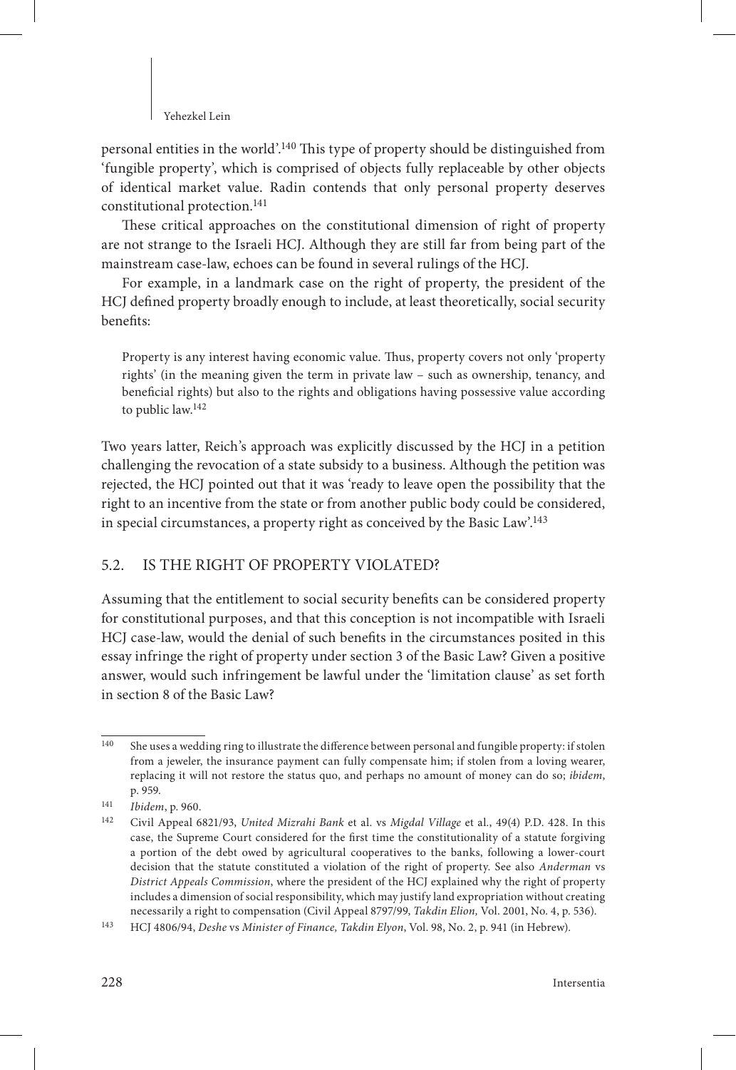personal entities in the world'.[140] This type of property should be distinguished from 'fungible property', which is comprised of objects fully replaceable by other objects of identical market value. Radin contends that only personal property deserves constitutional protection.[141]

These critical approaches on the constitutional dimension of right of property are not strange to the Israeli HCJ. Although they are still far from being part of the mainstream case-law, echoes can be found in several rulings of the HCJ.

For example, in a landmark case on the right of property, the president of the HCJ defined property broadly enough to include, at least theoretically, social security benefits:

> Property is any interest having economic value. Thus, property covers not only 'property rights' (in the meaning given the term in private law – such as ownership, tenancy, and beneficial rights) but also to the rights and obligations having possessive value according to public law.[142]

Two years latter, Reich's approach was explicitly discussed by the HCJ in a petition challenging the revocation of a state subsidy to a business. Although the petition was rejected, the HCJ pointed out that it was 'ready to leave open the possibility that the right to an incentive from the state or from another public body could be considered, in special circumstances, a property right as conceived by the Basic Law'.[143]

## 5.2. IS THE RIGHT OF PROPERTY VIOLATED?

Assuming that the entitlement to social security benefits can be considered property for constitutional purposes, and that this conception is not incompatible with Israeli HCJ case-law, would the denial of such benefits in the circumstances posited in this essay infringe the right of property under section 3 of the Basic Law? Given a positive answer, would such infringement be lawful under the 'limitation clause' as set forth in section 8 of the Basic Law?

---

[140] She uses a wedding ring to illustrate the difference between personal and fungible property: if stolen from a jeweler, the insurance payment can fully compensate him; if stolen from a loving wearer, replacing it will not restore the status quo, and perhaps no amount of money can do so; *ibidem*, p. 959.

[141] *Ibidem*, p. 960.

[142] Civil Appeal 6821/93, *United Mizrahi Bank* et al. vs *Migdal Village* et al., 49(4) P.D. 428. In this case, the Supreme Court considered for the first time the constitutionality of a statute forgiving a portion of the debt owed by agricultural cooperatives to the banks, following a lower-court decision that the statute constituted a violation of the right of property. See also *Anderman* vs *District Appeals Commission*, where the president of the HCJ explained why the right of property includes a dimension of social responsibility, which may justify land expropriation without creating necessarily a right to compensation (Civil Appeal 8797/99, *Takdin Elion,* Vol. 2001, No. 4, p. 536).

[143] HCJ 4806/94, *Deshe* vs *Minister of Finance, Takdin Elyon*, Vol. 98, No. 2, p. 941 (in Hebrew).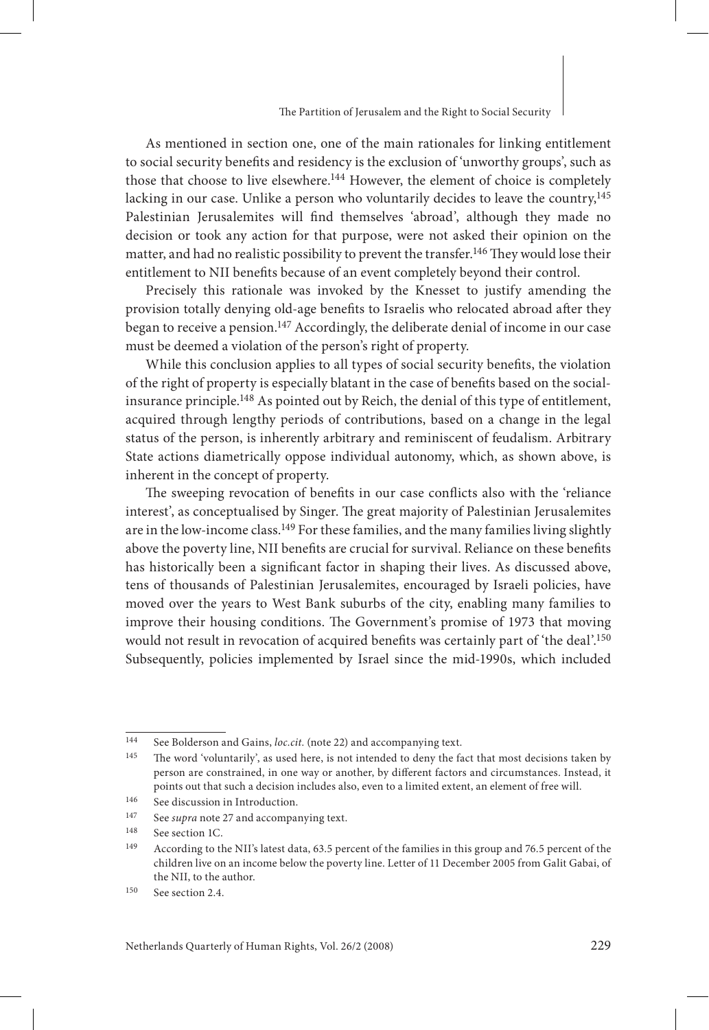As mentioned in section one, one of the main rationales for linking entitlement to social security benefits and residency is the exclusion of 'unworthy groups', such as those that choose to live elsewhere.[144] However, the element of choice is completely lacking in our case. Unlike a person who voluntarily decides to leave the country,[145] Palestinian Jerusalemites will find themselves 'abroad', although they made no decision or took any action for that purpose, were not asked their opinion on the matter, and had no realistic possibility to prevent the transfer.[146] They would lose their entitlement to NII benefits because of an event completely beyond their control.

Precisely this rationale was invoked by the Knesset to justify amending the provision totally denying old-age benefits to Israelis who relocated abroad after they began to receive a pension.[147] Accordingly, the deliberate denial of income in our case must be deemed a violation of the person's right of property.

While this conclusion applies to all types of social security benefits, the violation of the right of property is especially blatant in the case of benefits based on the social-insurance principle.[148] As pointed out by Reich, the denial of this type of entitlement, acquired through lengthy periods of contributions, based on a change in the legal status of the person, is inherently arbitrary and reminiscent of feudalism. Arbitrary State actions diametrically oppose individual autonomy, which, as shown above, is inherent in the concept of property.

The sweeping revocation of benefits in our case conflicts also with the 'reliance interest', as conceptualised by Singer. The great majority of Palestinian Jerusalemites are in the low-income class.[149] For these families, and the many families living slightly above the poverty line, NII benefits are crucial for survival. Reliance on these benefits has historically been a significant factor in shaping their lives. As discussed above, tens of thousands of Palestinian Jerusalemites, encouraged by Israeli policies, have moved over the years to West Bank suburbs of the city, enabling many families to improve their housing conditions. The Government's promise of 1973 that moving would not result in revocation of acquired benefits was certainly part of 'the deal'.[150] Subsequently, policies implemented by Israel since the mid-1990s, which included

---

[144] See Bolderson and Gains, *loc.cit.* (note 22) and accompanying text.

[145] The word 'voluntarily', as used here, is not intended to deny the fact that most decisions taken by person are constrained, in one way or another, by different factors and circumstances. Instead, it points out that such a decision includes also, even to a limited extent, an element of free will.

[146] See discussion in Introduction.

[147] See *supra* note 27 and accompanying text.

[148] See section 1C.

[149] According to the NII's latest data, 63.5 percent of the families in this group and 76.5 percent of the children live on an income below the poverty line. Letter of 11 December 2005 from Galit Gabai, of the NII, to the author.

[150] See section 2.4.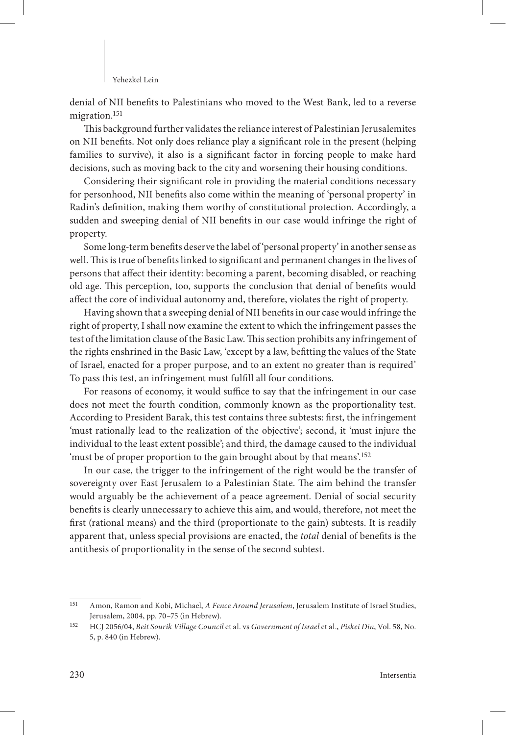denial of NII benefits to Palestinians who moved to the West Bank, led to a reverse migration.[151]

This background further validates the reliance interest of Palestinian Jerusalemites on NII benefits. Not only does reliance play a significant role in the present (helping families to survive), it also is a significant factor in forcing people to make hard decisions, such as moving back to the city and worsening their housing conditions.

Considering their significant role in providing the material conditions necessary for personhood, NII benefits also come within the meaning of 'personal property' in Radin's definition, making them worthy of constitutional protection. Accordingly, a sudden and sweeping denial of NII benefits in our case would infringe the right of property.

Some long-term benefits deserve the label of 'personal property' in another sense as well. This is true of benefits linked to significant and permanent changes in the lives of persons that affect their identity: becoming a parent, becoming disabled, or reaching old age. This perception, too, supports the conclusion that denial of benefits would affect the core of individual autonomy and, therefore, violates the right of property.

Having shown that a sweeping denial of NII benefits in our case would infringe the right of property, I shall now examine the extent to which the infringement passes the test of the limitation clause of the Basic Law. This section prohibits any infringement of the rights enshrined in the Basic Law, 'except by a law, befitting the values of the State of Israel, enacted for a proper purpose, and to an extent no greater than is required' To pass this test, an infringement must fulfill all four conditions.

For reasons of economy, it would suffice to say that the infringement in our case does not meet the fourth condition, commonly known as the proportionality test. According to President Barak, this test contains three subtests: first, the infringement 'must rationally lead to the realization of the objective'; second, it 'must injure the individual to the least extent possible'; and third, the damage caused to the individual 'must be of proper proportion to the gain brought about by that means'.[152]

In our case, the trigger to the infringement of the right would be the transfer of sovereignty over East Jerusalem to a Palestinian State. The aim behind the transfer would arguably be the achievement of a peace agreement. Denial of social security benefits is clearly unnecessary to achieve this aim, and would, therefore, not meet the first (rational means) and the third (proportionate to the gain) subtests. It is readily apparent that, unless special provisions are enacted, the *total* denial of benefits is the antithesis of proportionality in the sense of the second subtest.

---

[151] Amon, Ramon and Kobi, Michael, *A Fence Around Jerusalem*, Jerusalem Institute of Israel Studies, Jerusalem, 2004, pp. 70–75 (in Hebrew).

[152] HCJ 2056/04, *Beit Sourik Village Council* et al. vs *Government of Israel* et al., *Piskei Din*, Vol. 58, No. 5, p. 840 (in Hebrew).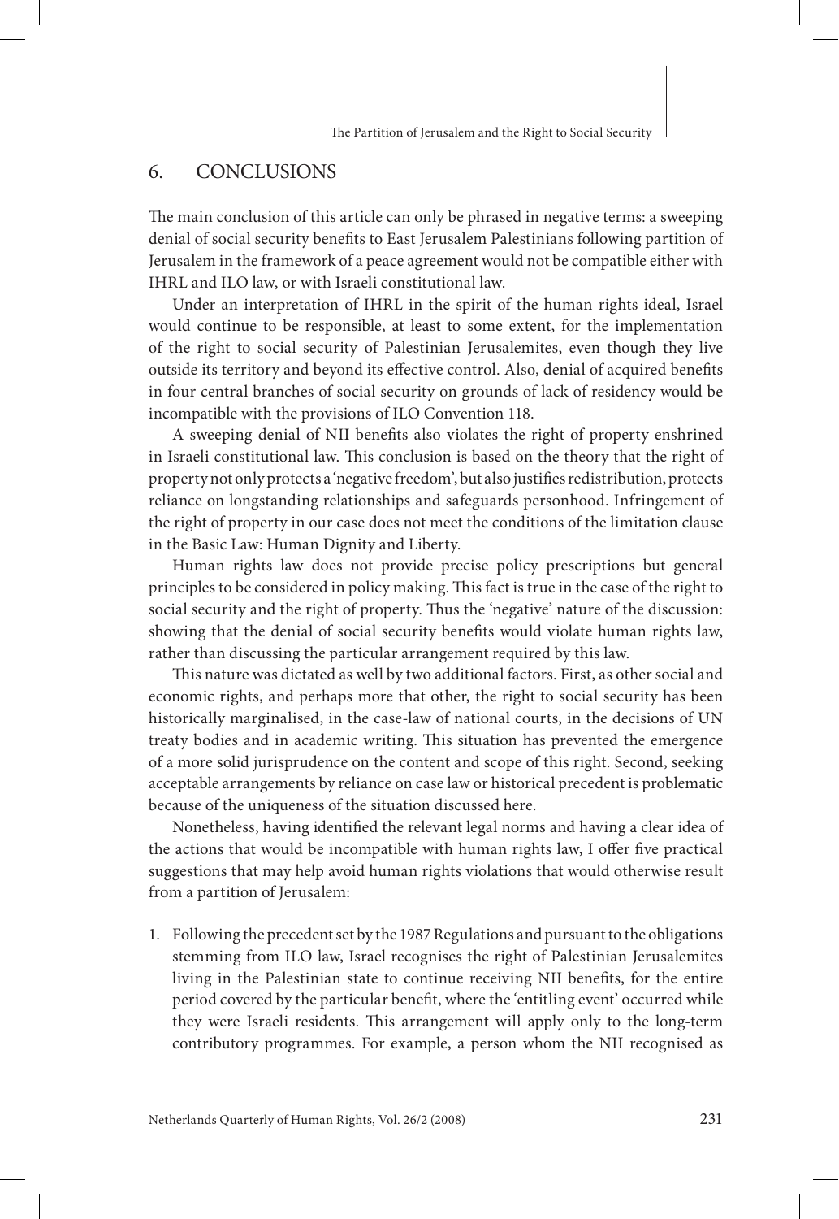## 6. CONCLUSIONS

The main conclusion of this article can only be phrased in negative terms: a sweeping denial of social security benefits to East Jerusalem Palestinians following partition of Jerusalem in the framework of a peace agreement would not be compatible either with IHRL and ILO law, or with Israeli constitutional law.

Under an interpretation of IHRL in the spirit of the human rights ideal, Israel would continue to be responsible, at least to some extent, for the implementation of the right to social security of Palestinian Jerusalemites, even though they live outside its territory and beyond its effective control. Also, denial of acquired benefits in four central branches of social security on grounds of lack of residency would be incompatible with the provisions of ILO Convention 118.

A sweeping denial of NII benefits also violates the right of property enshrined in Israeli constitutional law. This conclusion is based on the theory that the right of property not only protects a 'negative freedom', but also justifies redistribution, protects reliance on longstanding relationships and safeguards personhood. Infringement of the right of property in our case does not meet the conditions of the limitation clause in the Basic Law: Human Dignity and Liberty.

Human rights law does not provide precise policy prescriptions but general principles to be considered in policy making. This fact is true in the case of the right to social security and the right of property. Thus the 'negative' nature of the discussion: showing that the denial of social security benefits would violate human rights law, rather than discussing the particular arrangement required by this law.

This nature was dictated as well by two additional factors. First, as other social and economic rights, and perhaps more that other, the right to social security has been historically marginalised, in the case-law of national courts, in the decisions of UN treaty bodies and in academic writing. This situation has prevented the emergence of a more solid jurisprudence on the content and scope of this right. Second, seeking acceptable arrangements by reliance on case law or historical precedent is problematic because of the uniqueness of the situation discussed here.

Nonetheless, having identified the relevant legal norms and having a clear idea of the actions that would be incompatible with human rights law, I offer five practical suggestions that may help avoid human rights violations that would otherwise result from a partition of Jerusalem:

1. Following the precedent set by the 1987 Regulations and pursuant to the obligations stemming from ILO law, Israel recognises the right of Palestinian Jerusalemites living in the Palestinian state to continue receiving NII benefits, for the entire period covered by the particular benefit, where the 'entitling event' occurred while they were Israeli residents. This arrangement will apply only to the long-term contributory programmes. For example, a person whom the NII recognised as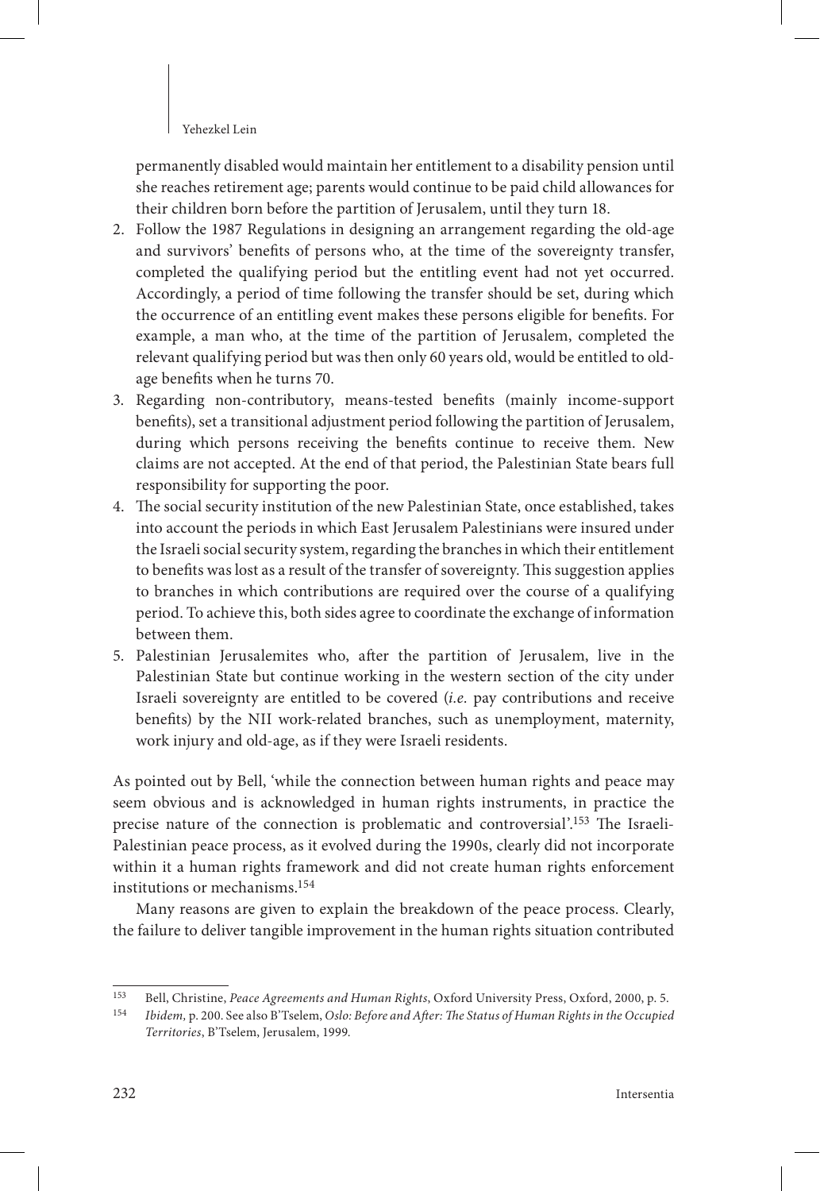permanently disabled would maintain her entitlement to a disability pension until she reaches retirement age; parents would continue to be paid child allowances for their children born before the partition of Jerusalem, until they turn 18.

2. Follow the 1987 Regulations in designing an arrangement regarding the old-age and survivors' benefits of persons who, at the time of the sovereignty transfer, completed the qualifying period but the entitling event had not yet occurred. Accordingly, a period of time following the transfer should be set, during which the occurrence of an entitling event makes these persons eligible for benefits. For example, a man who, at the time of the partition of Jerusalem, completed the relevant qualifying period but was then only 60 years old, would be entitled to old-age benefits when he turns 70.
3. Regarding non-contributory, means-tested benefits (mainly income-support benefits), set a transitional adjustment period following the partition of Jerusalem, during which persons receiving the benefits continue to receive them. New claims are not accepted. At the end of that period, the Palestinian State bears full responsibility for supporting the poor.
4. The social security institution of the new Palestinian State, once established, takes into account the periods in which East Jerusalem Palestinians were insured under the Israeli social security system, regarding the branches in which their entitlement to benefits was lost as a result of the transfer of sovereignty. This suggestion applies to branches in which contributions are required over the course of a qualifying period. To achieve this, both sides agree to coordinate the exchange of information between them.
5. Palestinian Jerusalemites who, after the partition of Jerusalem, live in the Palestinian State but continue working in the western section of the city under Israeli sovereignty are entitled to be covered (*i.e.* pay contributions and receive benefits) by the NII work-related branches, such as unemployment, maternity, work injury and old-age, as if they were Israeli residents.

As pointed out by Bell, 'while the connection between human rights and peace may seem obvious and is acknowledged in human rights instruments, in practice the precise nature of the connection is problematic and controversial'.[153] The Israeli-Palestinian peace process, as it evolved during the 1990s, clearly did not incorporate within it a human rights framework and did not create human rights enforcement institutions or mechanisms.[154]

Many reasons are given to explain the breakdown of the peace process. Clearly, the failure to deliver tangible improvement in the human rights situation contributed

---

153 Bell, Christine, *Peace Agreements and Human Rights*, Oxford University Press, Oxford, 2000, p. 5.

154 *Ibidem,* p. 200. See also B'Tselem, *Oslo: Before and After: The Status of Human Rights in the Occupied Territories*, B'Tselem, Jerusalem, 1999.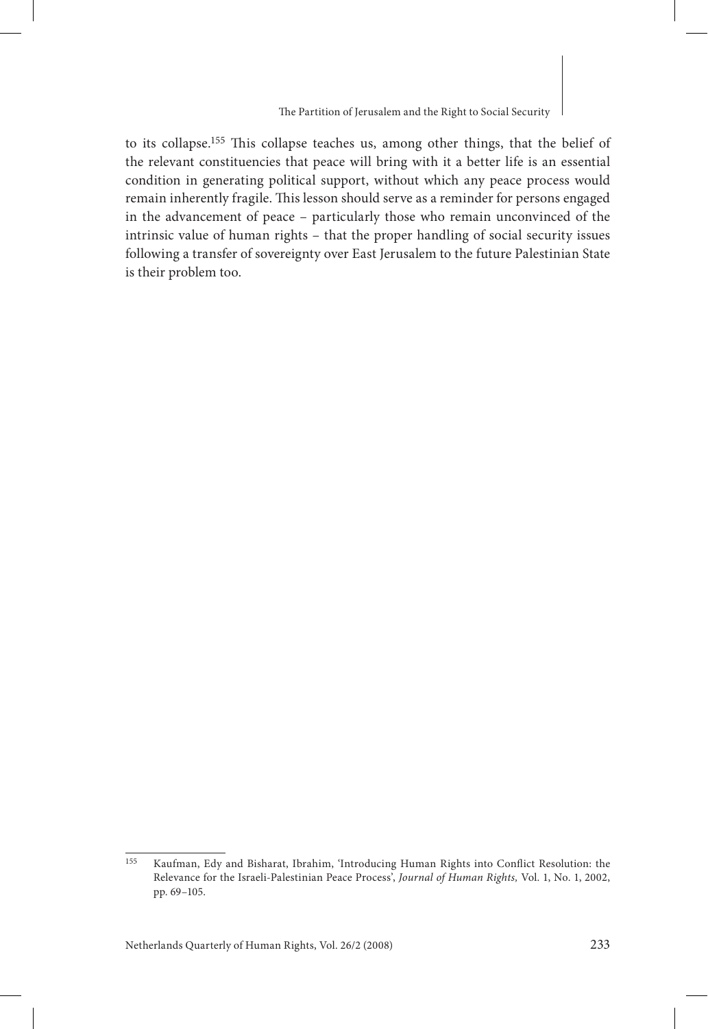to its collapse.[155] This collapse teaches us, among other things, that the belief of the relevant constituencies that peace will bring with it a better life is an essential condition in generating political support, without which any peace process would remain inherently fragile. This lesson should serve as a reminder for persons engaged in the advancement of peace – particularly those who remain unconvinced of the intrinsic value of human rights – that the proper handling of social security issues following a transfer of sovereignty over East Jerusalem to the future Palestinian State is their problem too.

---

[155] Kaufman, Edy and Bisharat, Ibrahim, 'Introducing Human Rights into Conflict Resolution: the Relevance for the Israeli-Palestinian Peace Process', *Journal of Human Rights,* Vol. 1, No. 1, 2002, pp. 69–105.